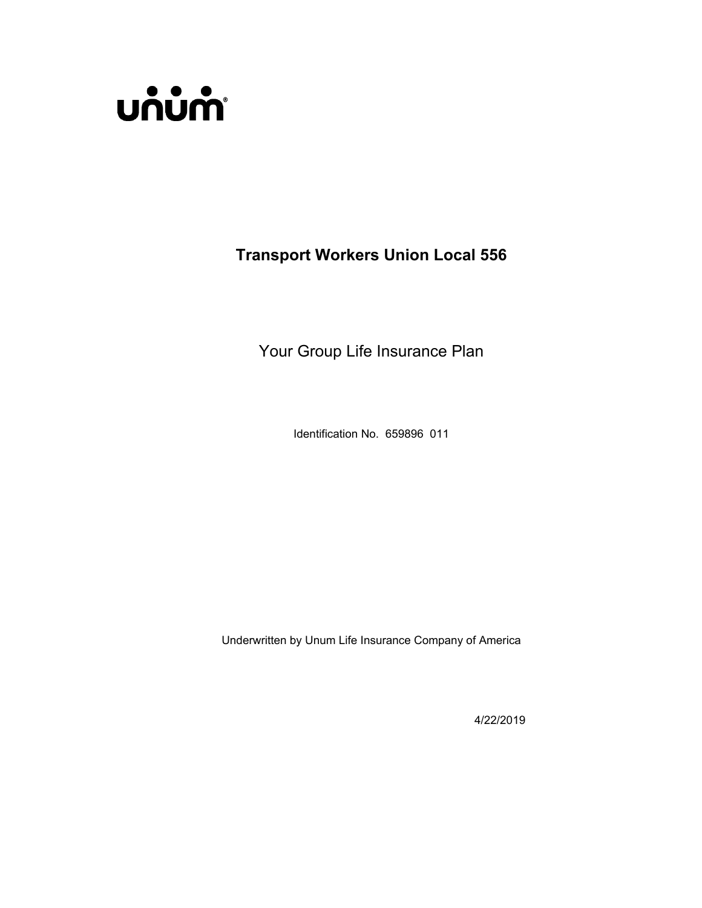unum®

# Transport Workers Union Local 556

## Your Group Life Insurance Plan

Identification No. 659896 011

Underwritten by Unum Life Insurance Company of America

4/22/2019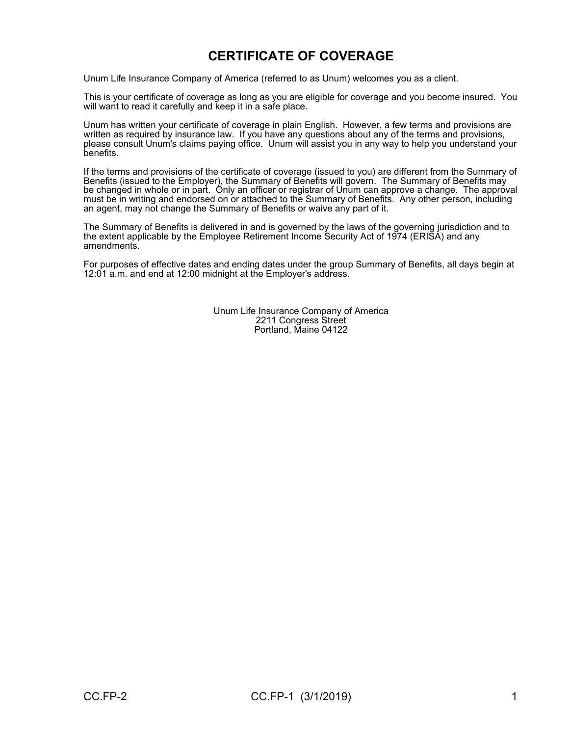# CERTIFICATE OF COVERAGE

Unum Life Insurance Company of America (referred to as Unum) welcomes you as a client.

This is your certificate of coverage as long as you are eligible for coverage and you become insured. You will want to read it carefully and keep it in a safe place.

Unum has written your certificate of coverage in plain English. However, a few terms and provisions are written as required by insurance law. If you have any questions about any of the terms and provisions, please consult Unum's claims paying office. Unum will assist you in any way to help you understand your benefits.

If the terms and provisions of the certificate of coverage (issued to you) are different from the Summary of Benefits (issued to the Employer), the Summary of Benefits will govern. The Summary of Benefits may be changed in whole or in part. Only an officer or registrar of Unum can approve a change. The approval must be in writing and endorsed on or attached to the Summary of Benefits. Any other person, including an agent, may not change the Summary of Benefits or waive any part of it.

The Summary of Benefits is delivered in and is governed by the laws of the governing jurisdiction and to the extent applicable by the Employee Retirement Income Security Act of 1974 (ERISA) and any amendments.

For purposes of effective dates and ending dates under the group Summary of Benefits, all days begin at 12:01 a.m. and end at 12:00 midnight at the Employer's address.

Unum Life Insurance Company of America
2211 Congress Street
Portland, Maine 04122

CC.FP-2 CC.FP-1 (3/1/2019)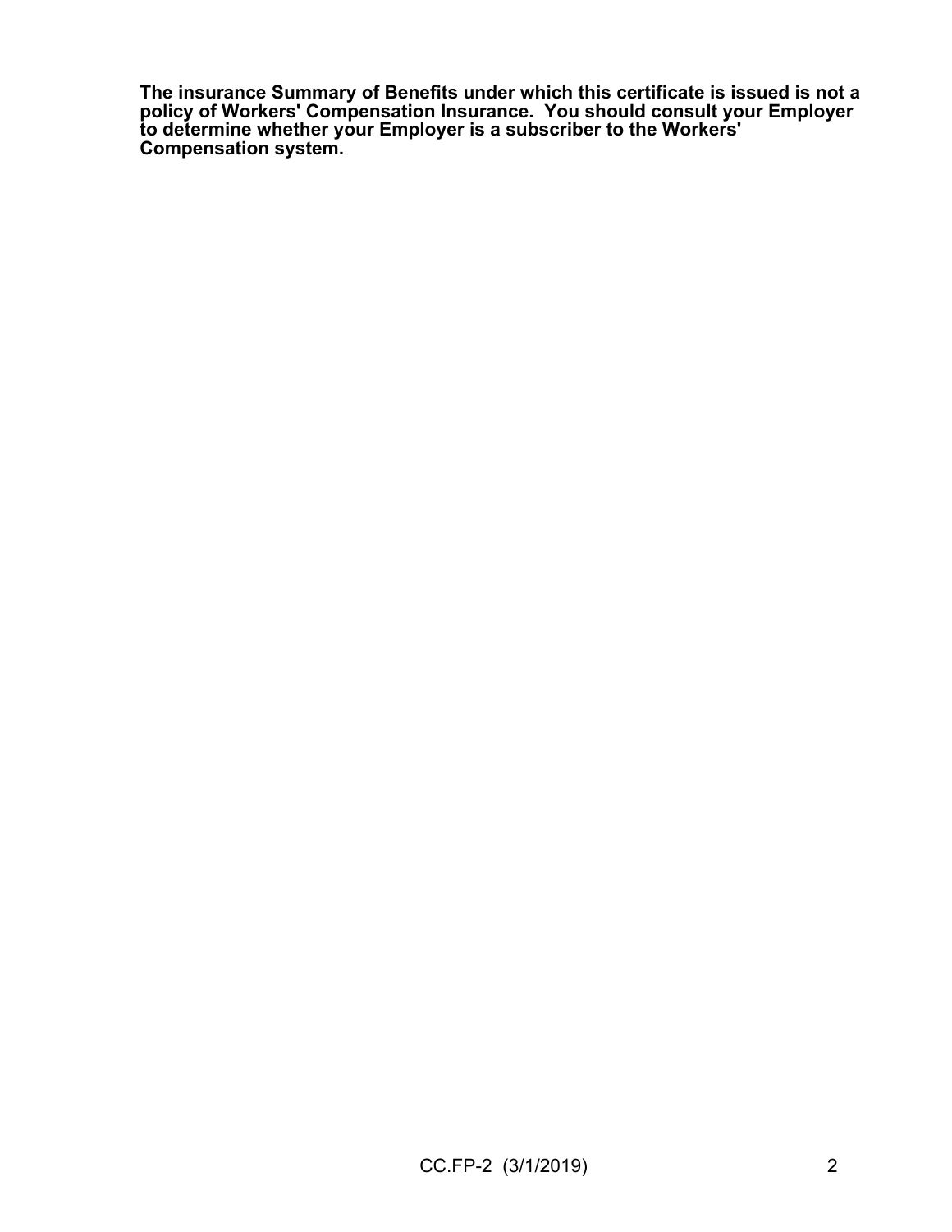**The insurance Summary of Benefits under which this certificate is issued is not a policy of Workers' Compensation Insurance. You should consult your Employer to determine whether your Employer is a subscriber to the Workers' Compensation system.**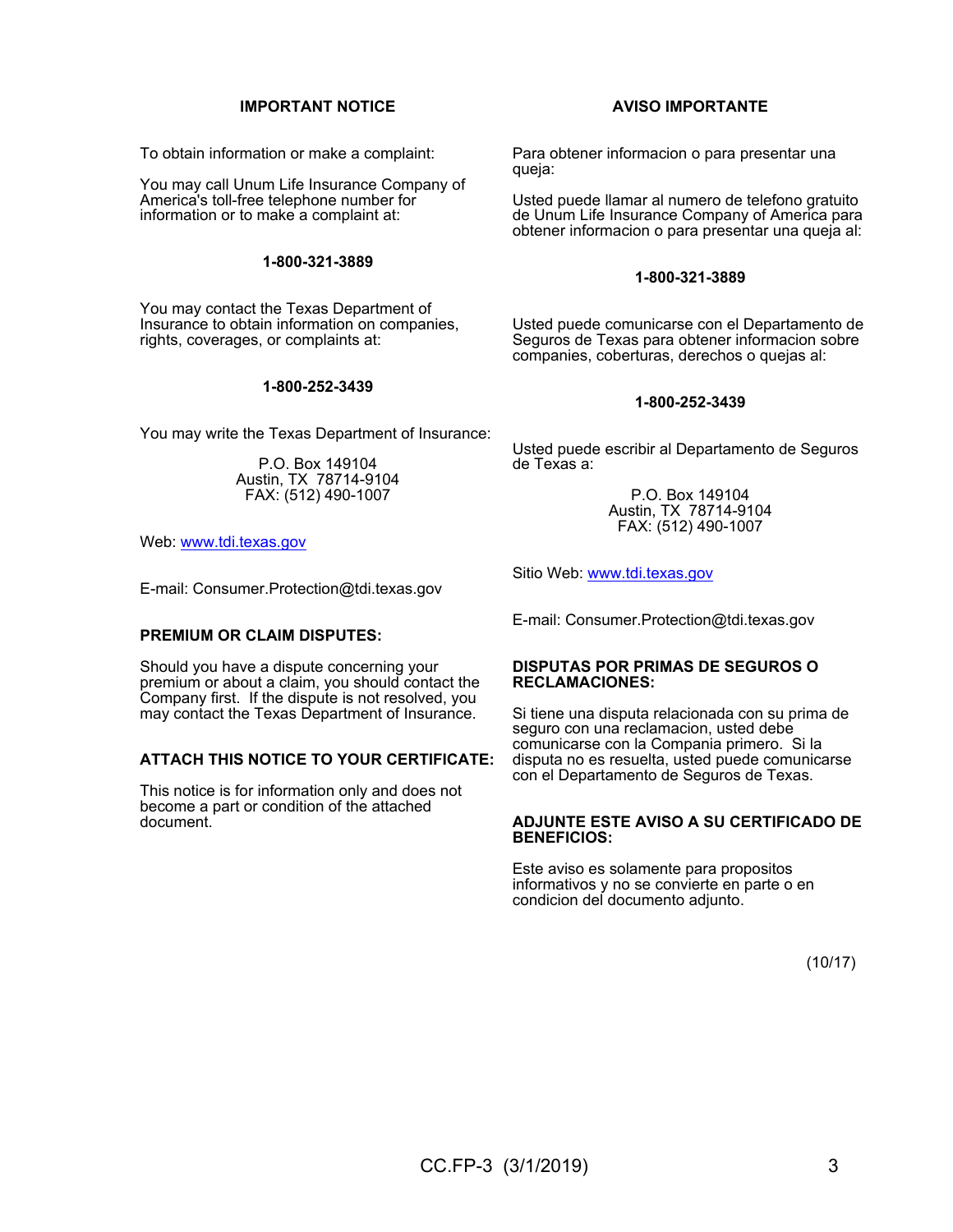## IMPORTANT NOTICE

To obtain information or make a complaint:

You may call Unum Life Insurance Company of America's toll-free telephone number for information or to make a complaint at:

**1-800-321-3889**

You may contact the Texas Department of Insurance to obtain information on companies, rights, coverages, or complaints at:

**1-800-252-3439**

You may write the Texas Department of Insurance:

P.O. Box 149104
Austin, TX 78714-9104
FAX: (512) 490-1007

Web: www.tdi.texas.gov

E-mail: Consumer.Protection@tdi.texas.gov

**PREMIUM OR CLAIM DISPUTES:**

Should you have a dispute concerning your premium or about a claim, you should contact the Company first. If the dispute is not resolved, you may contact the Texas Department of Insurance.

**ATTACH THIS NOTICE TO YOUR CERTIFICATE:**

This notice is for information only and does not become a part or condition of the attached document.

## AVISO IMPORTANTE

Para obtener informacion o para presentar una queja:

Usted puede llamar al numero de telefono gratuito de Unum Life Insurance Company of America para obtener informacion o para presentar una queja al:

**1-800-321-3889**

Usted puede comunicarse con el Departamento de Seguros de Texas para obtener informacion sobre companies, coberturas, derechos o quejas al:

**1-800-252-3439**

Usted puede escribir al Departamento de Seguros de Texas a:

P.O. Box 149104
Austin, TX 78714-9104
FAX: (512) 490-1007

Sitio Web: www.tdi.texas.gov

E-mail: Consumer.Protection@tdi.texas.gov

**DISPUTAS POR PRIMAS DE SEGUROS O RECLAMACIONES:**

Si tiene una disputa relacionada con su prima de seguro con una reclamacion, usted debe comunicarse con la Compania primero. Si la disputa no es resuelta, usted puede comunicarse con el Departamento de Seguros de Texas.

**ADJUNTE ESTE AVISO A SU CERTIFICADO DE BENEFICIOS:**

Este aviso es solamente para propositos informativos y no se convierte en parte o en condicion del documento adjunto.

(10/17)

CC.FP-3 (3/1/2019)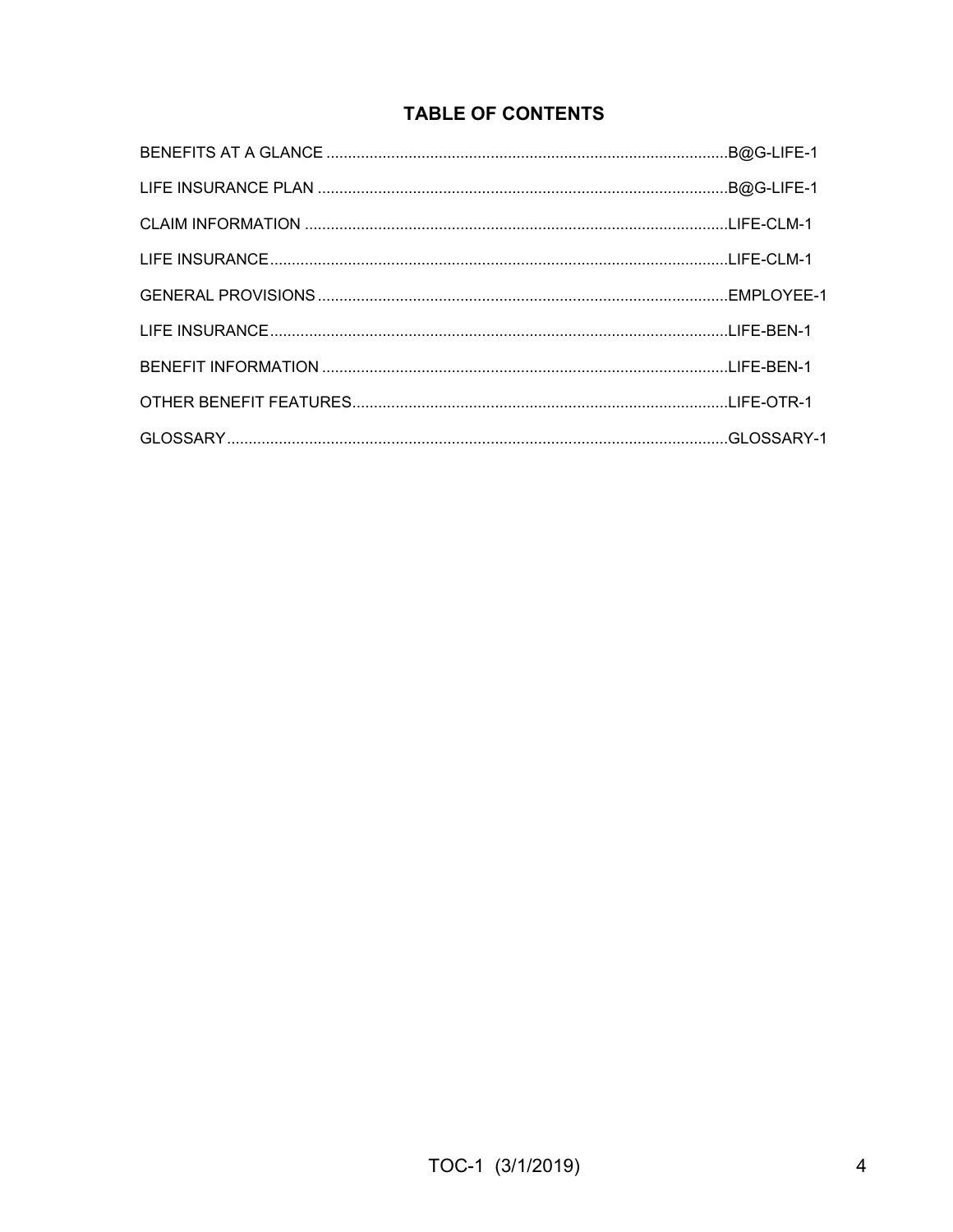# TABLE OF CONTENTS

| | |
|---|---|
| BENEFITS AT A GLANCE | B@G-LIFE-1 |
| LIFE INSURANCE PLAN | B@G-LIFE-1 |
| CLAIM INFORMATION | LIFE-CLM-1 |
| LIFE INSURANCE | LIFE-CLM-1 |
| GENERAL PROVISIONS | EMPLOYEE-1 |
| LIFE INSURANCE | LIFE-BEN-1 |
| BENEFIT INFORMATION | LIFE-BEN-1 |
| OTHER BENEFIT FEATURES | LIFE-OTR-1 |
| GLOSSARY | GLOSSARY-1 |

TOC-1 (3/1/2019)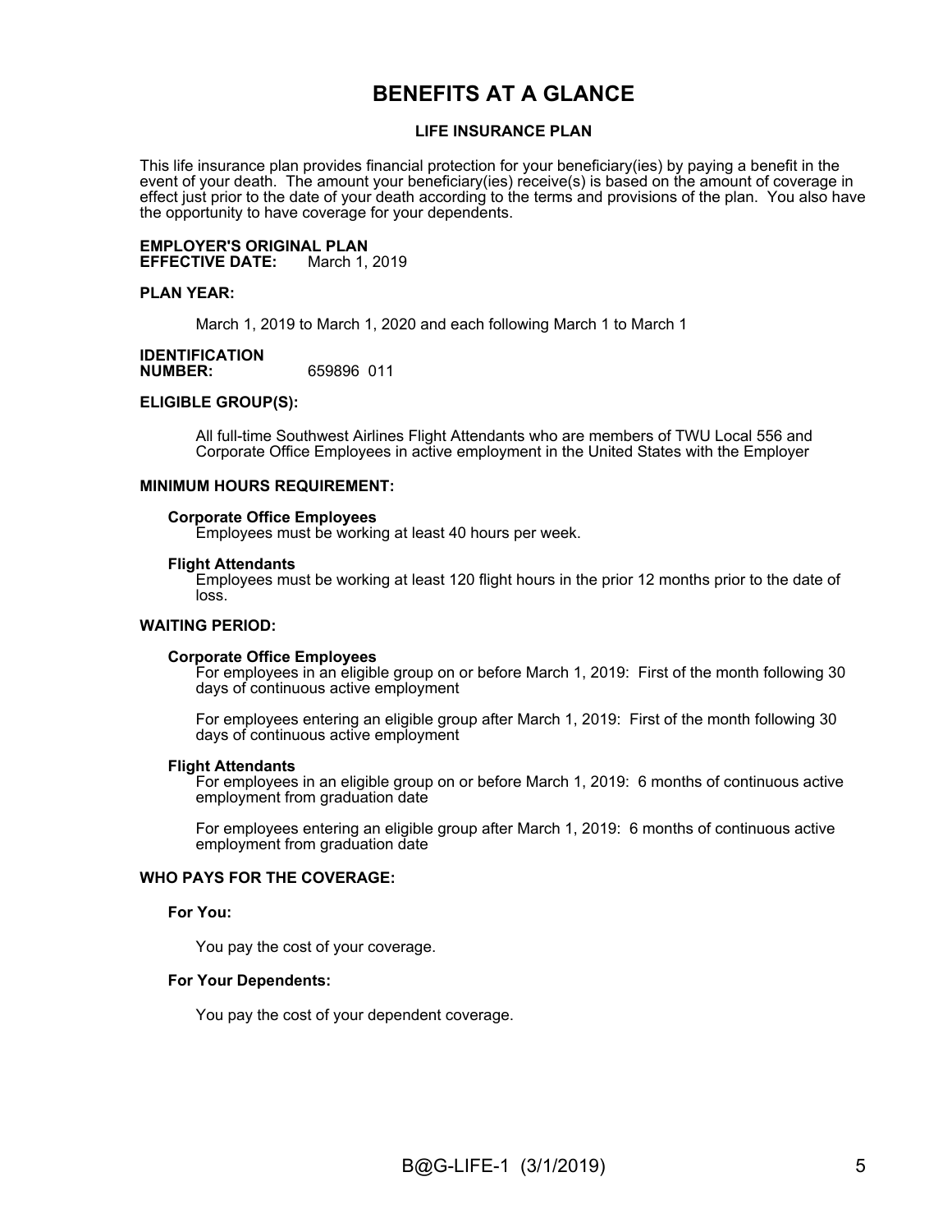# BENEFITS AT A GLANCE

## LIFE INSURANCE PLAN

This life insurance plan provides financial protection for your beneficiary(ies) by paying a benefit in the event of your death. The amount your beneficiary(ies) receive(s) is based on the amount of coverage in effect just prior to the date of your death according to the terms and provisions of the plan. You also have the opportunity to have coverage for your dependents.

**EMPLOYER'S ORIGINAL PLAN**
**EFFECTIVE DATE:** March 1, 2019

**PLAN YEAR:**

March 1, 2019 to March 1, 2020 and each following March 1 to March 1

**IDENTIFICATION**
**NUMBER:** 659896 011

**ELIGIBLE GROUP(S):**

All full-time Southwest Airlines Flight Attendants who are members of TWU Local 556 and Corporate Office Employees in active employment in the United States with the Employer

**MINIMUM HOURS REQUIREMENT:**

**Corporate Office Employees**
Employees must be working at least 40 hours per week.

**Flight Attendants**
Employees must be working at least 120 flight hours in the prior 12 months prior to the date of loss.

**WAITING PERIOD:**

**Corporate Office Employees**
For employees in an eligible group on or before March 1, 2019: First of the month following 30 days of continuous active employment

For employees entering an eligible group after March 1, 2019: First of the month following 30 days of continuous active employment

**Flight Attendants**
For employees in an eligible group on or before March 1, 2019: 6 months of continuous active employment from graduation date

For employees entering an eligible group after March 1, 2019: 6 months of continuous active employment from graduation date

**WHO PAYS FOR THE COVERAGE:**

**For You:**

You pay the cost of your coverage.

**For Your Dependents:**

You pay the cost of your dependent coverage.

B@G-LIFE-1 (3/1/2019)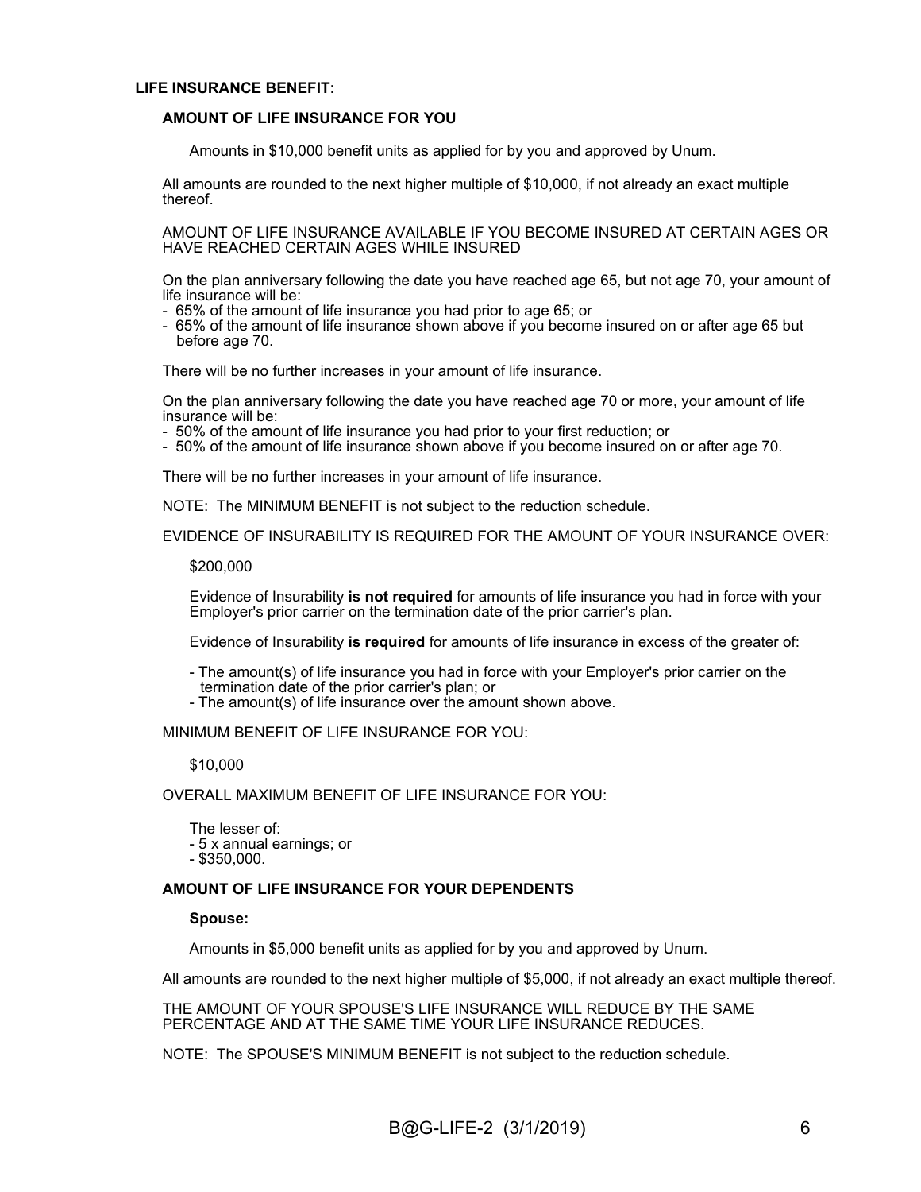**LIFE INSURANCE BENEFIT:**

**AMOUNT OF LIFE INSURANCE FOR YOU**

Amounts in $10,000 benefit units as applied for by you and approved by Unum.

All amounts are rounded to the next higher multiple of $10,000, if not already an exact multiple thereof.

AMOUNT OF LIFE INSURANCE AVAILABLE IF YOU BECOME INSURED AT CERTAIN AGES OR HAVE REACHED CERTAIN AGES WHILE INSURED

On the plan anniversary following the date you have reached age 65, but not age 70, your amount of life insurance will be:

- 65% of the amount of life insurance you had prior to age 65; or
- 65% of the amount of life insurance shown above if you become insured on or after age 65 but before age 70.

There will be no further increases in your amount of life insurance.

On the plan anniversary following the date you have reached age 70 or more, your amount of life insurance will be:

- 50% of the amount of life insurance you had prior to your first reduction; or
- 50% of the amount of life insurance shown above if you become insured on or after age 70.

There will be no further increases in your amount of life insurance.

NOTE: The MINIMUM BENEFIT is not subject to the reduction schedule.

EVIDENCE OF INSURABILITY IS REQUIRED FOR THE AMOUNT OF YOUR INSURANCE OVER:

$200,000

Evidence of Insurability **is not required** for amounts of life insurance you had in force with your Employer's prior carrier on the termination date of the prior carrier's plan.

Evidence of Insurability **is required** for amounts of life insurance in excess of the greater of:

- The amount(s) of life insurance you had in force with your Employer's prior carrier on the termination date of the prior carrier's plan; or
- The amount(s) of life insurance over the amount shown above.

MINIMUM BENEFIT OF LIFE INSURANCE FOR YOU:

$10,000

OVERALL MAXIMUM BENEFIT OF LIFE INSURANCE FOR YOU:

The lesser of:
- 5 x annual earnings; or
- $350,000.

**AMOUNT OF LIFE INSURANCE FOR YOUR DEPENDENTS**

**Spouse:**

Amounts in $5,000 benefit units as applied for by you and approved by Unum.

All amounts are rounded to the next higher multiple of $5,000, if not already an exact multiple thereof.

THE AMOUNT OF YOUR SPOUSE'S LIFE INSURANCE WILL REDUCE BY THE SAME PERCENTAGE AND AT THE SAME TIME YOUR LIFE INSURANCE REDUCES.

NOTE: The SPOUSE'S MINIMUM BENEFIT is not subject to the reduction schedule.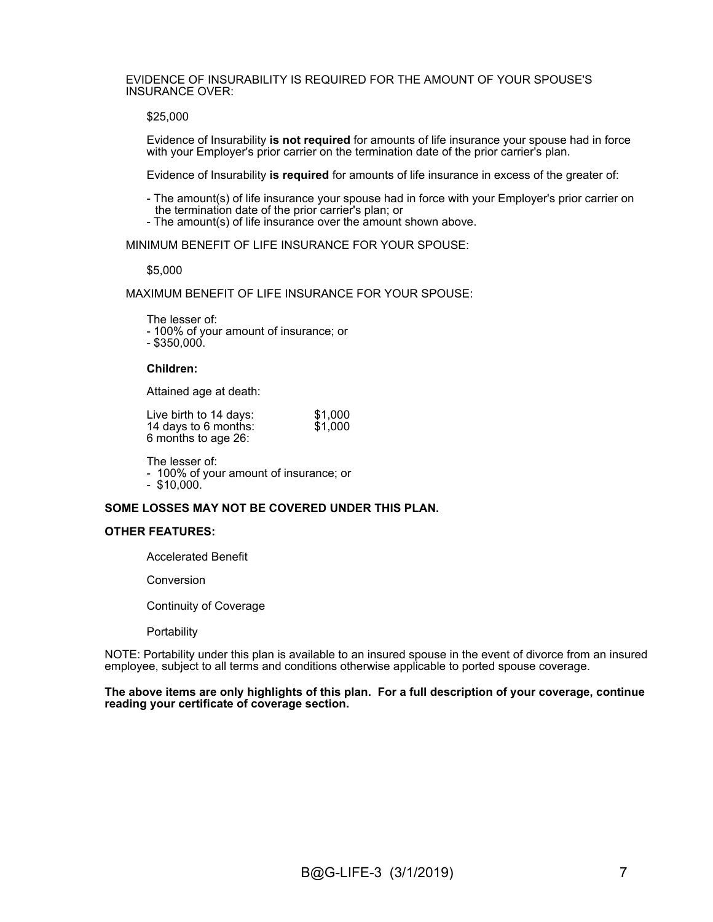EVIDENCE OF INSURABILITY IS REQUIRED FOR THE AMOUNT OF YOUR SPOUSE'S INSURANCE OVER:

$25,000

Evidence of Insurability **is not required** for amounts of life insurance your spouse had in force with your Employer's prior carrier on the termination date of the prior carrier's plan.

Evidence of Insurability **is required** for amounts of life insurance in excess of the greater of:

- The amount(s) of life insurance your spouse had in force with your Employer's prior carrier on the termination date of the prior carrier's plan; or
- The amount(s) of life insurance over the amount shown above.

MINIMUM BENEFIT OF LIFE INSURANCE FOR YOUR SPOUSE:

$5,000

MAXIMUM BENEFIT OF LIFE INSURANCE FOR YOUR SPOUSE:

The lesser of:
- 100% of your amount of insurance; or
- $350,000.

**Children:**

Attained age at death:

| | |
|---|---|
| Live birth to 14 days: | $1,000 |
| 14 days to 6 months: | $1,000 |
| 6 months to age 26: | |

The lesser of:
- 100% of your amount of insurance; or
- $10,000.

**SOME LOSSES MAY NOT BE COVERED UNDER THIS PLAN.**

**OTHER FEATURES:**

Accelerated Benefit

Conversion

Continuity of Coverage

Portability

NOTE: Portability under this plan is available to an insured spouse in the event of divorce from an insured employee, subject to all terms and conditions otherwise applicable to ported spouse coverage.

**The above items are only highlights of this plan. For a full description of your coverage, continue reading your certificate of coverage section.**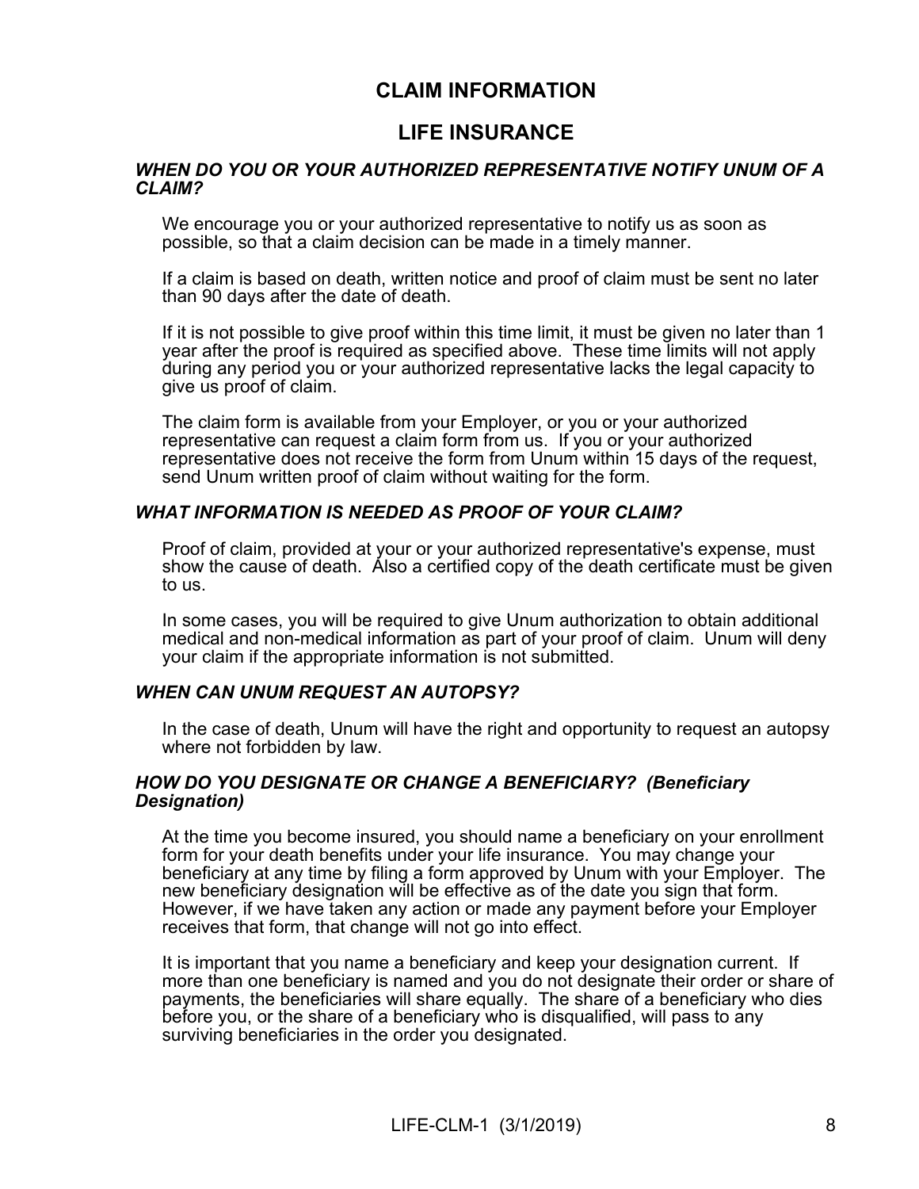# CLAIM INFORMATION

## LIFE INSURANCE

### *WHEN DO YOU OR YOUR AUTHORIZED REPRESENTATIVE NOTIFY UNUM OF A CLAIM?*

We encourage you or your authorized representative to notify us as soon as possible, so that a claim decision can be made in a timely manner.

If a claim is based on death, written notice and proof of claim must be sent no later than 90 days after the date of death.

If it is not possible to give proof within this time limit, it must be given no later than 1 year after the proof is required as specified above. These time limits will not apply during any period you or your authorized representative lacks the legal capacity to give us proof of claim.

The claim form is available from your Employer, or you or your authorized representative can request a claim form from us. If you or your authorized representative does not receive the form from Unum within 15 days of the request, send Unum written proof of claim without waiting for the form.

### *WHAT INFORMATION IS NEEDED AS PROOF OF YOUR CLAIM?*

Proof of claim, provided at your or your authorized representative's expense, must show the cause of death. Also a certified copy of the death certificate must be given to us.

In some cases, you will be required to give Unum authorization to obtain additional medical and non-medical information as part of your proof of claim. Unum will deny your claim if the appropriate information is not submitted.

### *WHEN CAN UNUM REQUEST AN AUTOPSY?*

In the case of death, Unum will have the right and opportunity to request an autopsy where not forbidden by law.

### *HOW DO YOU DESIGNATE OR CHANGE A BENEFICIARY? (Beneficiary Designation)*

At the time you become insured, you should name a beneficiary on your enrollment form for your death benefits under your life insurance. You may change your beneficiary at any time by filing a form approved by Unum with your Employer. The new beneficiary designation will be effective as of the date you sign that form. However, if we have taken any action or made any payment before your Employer receives that form, that change will not go into effect.

It is important that you name a beneficiary and keep your designation current. If more than one beneficiary is named and you do not designate their order or share of payments, the beneficiaries will share equally. The share of a beneficiary who dies before you, or the share of a beneficiary who is disqualified, will pass to any surviving beneficiaries in the order you designated.

LIFE-CLM-1 (3/1/2019)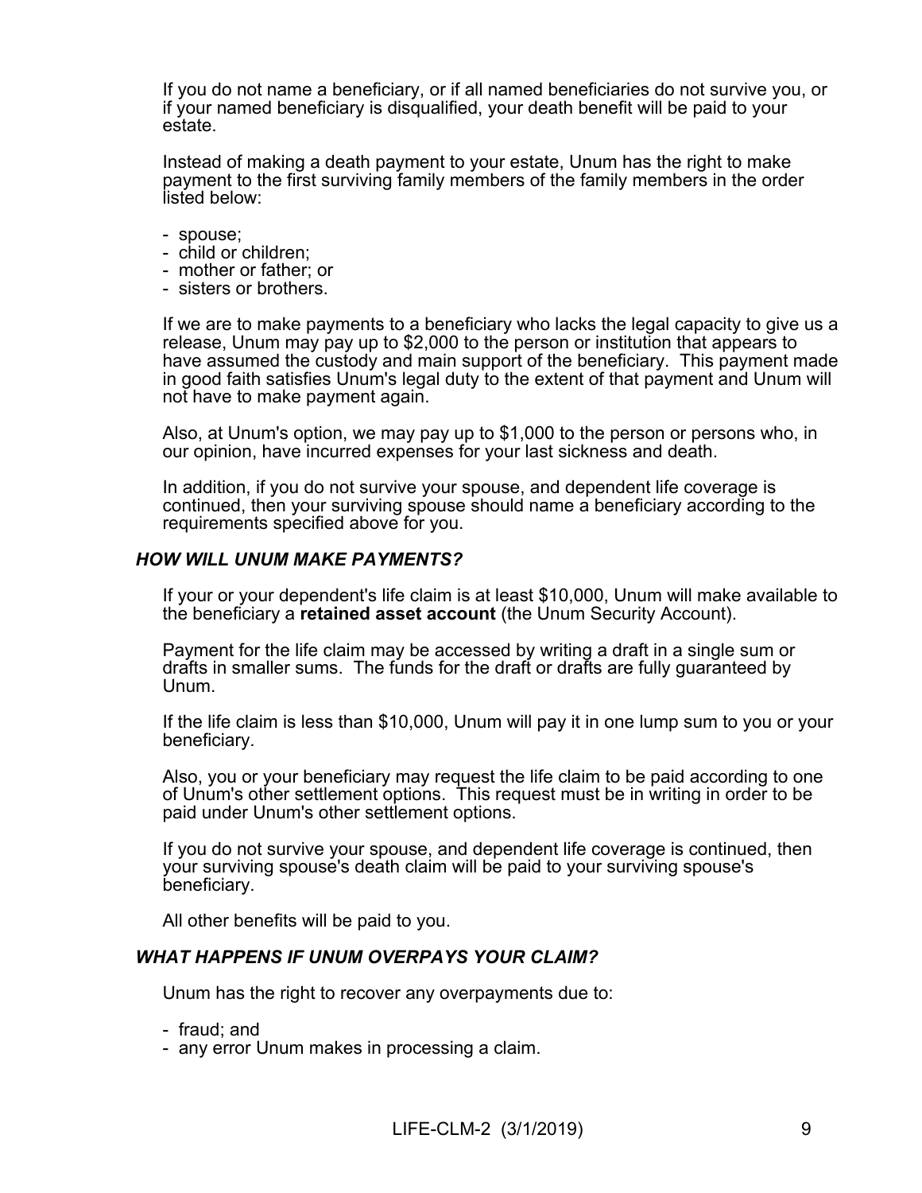If you do not name a beneficiary, or if all named beneficiaries do not survive you, or if your named beneficiary is disqualified, your death benefit will be paid to your estate.

Instead of making a death payment to your estate, Unum has the right to make payment to the first surviving family members of the family members in the order listed below:

- spouse;
- child or children;
- mother or father; or
- sisters or brothers.

If we are to make payments to a beneficiary who lacks the legal capacity to give us a release, Unum may pay up to $2,000 to the person or institution that appears to have assumed the custody and main support of the beneficiary. This payment made in good faith satisfies Unum's legal duty to the extent of that payment and Unum will not have to make payment again.

Also, at Unum's option, we may pay up to $1,000 to the person or persons who, in our opinion, have incurred expenses for your last sickness and death.

In addition, if you do not survive your spouse, and dependent life coverage is continued, then your surviving spouse should name a beneficiary according to the requirements specified above for you.

### *HOW WILL UNUM MAKE PAYMENTS?*

If your or your dependent's life claim is at least $10,000, Unum will make available to the beneficiary a **retained asset account** (the Unum Security Account).

Payment for the life claim may be accessed by writing a draft in a single sum or drafts in smaller sums. The funds for the draft or drafts are fully guaranteed by Unum.

If the life claim is less than $10,000, Unum will pay it in one lump sum to you or your beneficiary.

Also, you or your beneficiary may request the life claim to be paid according to one of Unum's other settlement options. This request must be in writing in order to be paid under Unum's other settlement options.

If you do not survive your spouse, and dependent life coverage is continued, then your surviving spouse's death claim will be paid to your surviving spouse's beneficiary.

All other benefits will be paid to you.

### *WHAT HAPPENS IF UNUM OVERPAYS YOUR CLAIM?*

Unum has the right to recover any overpayments due to:

- fraud; and
- any error Unum makes in processing a claim.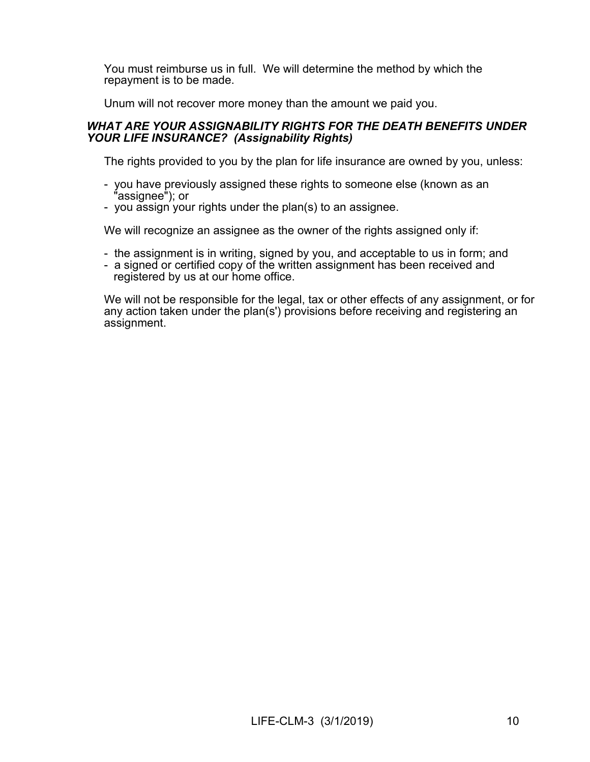You must reimburse us in full. We will determine the method by which the repayment is to be made.

Unum will not recover more money than the amount we paid you.

***WHAT ARE YOUR ASSIGNABILITY RIGHTS FOR THE DEATH BENEFITS UNDER YOUR LIFE INSURANCE? (Assignability Rights)***

The rights provided to you by the plan for life insurance are owned by you, unless:

- you have previously assigned these rights to someone else (known as an "assignee"); or
- you assign your rights under the plan(s) to an assignee.

We will recognize an assignee as the owner of the rights assigned only if:

- the assignment is in writing, signed by you, and acceptable to us in form; and
- a signed or certified copy of the written assignment has been received and registered by us at our home office.

We will not be responsible for the legal, tax or other effects of any assignment, or for any action taken under the plan(s') provisions before receiving and registering an assignment.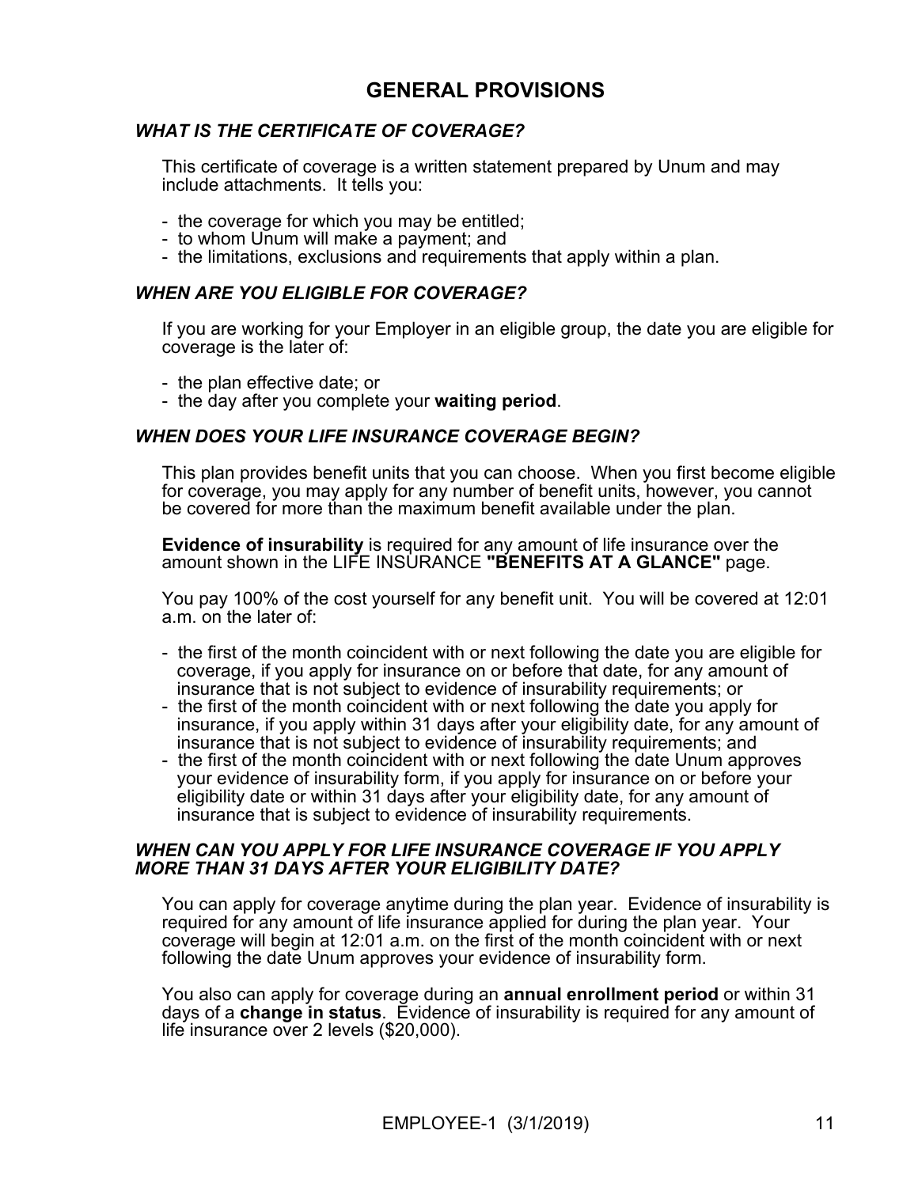# GENERAL PROVISIONS

### *WHAT IS THE CERTIFICATE OF COVERAGE?*

This certificate of coverage is a written statement prepared by Unum and may include attachments. It tells you:

- the coverage for which you may be entitled;
- to whom Unum will make a payment; and
- the limitations, exclusions and requirements that apply within a plan.

### *WHEN ARE YOU ELIGIBLE FOR COVERAGE?*

If you are working for your Employer in an eligible group, the date you are eligible for coverage is the later of:

- the plan effective date; or
- the day after you complete your **waiting period**.

### *WHEN DOES YOUR LIFE INSURANCE COVERAGE BEGIN?*

This plan provides benefit units that you can choose. When you first become eligible for coverage, you may apply for any number of benefit units, however, you cannot be covered for more than the maximum benefit available under the plan.

**Evidence of insurability** is required for any amount of life insurance over the amount shown in the LIFE INSURANCE **"BENEFITS AT A GLANCE"** page.

You pay 100% of the cost yourself for any benefit unit. You will be covered at 12:01 a.m. on the later of:

- the first of the month coincident with or next following the date you are eligible for coverage, if you apply for insurance on or before that date, for any amount of insurance that is not subject to evidence of insurability requirements; or
- the first of the month coincident with or next following the date you apply for insurance, if you apply within 31 days after your eligibility date, for any amount of insurance that is not subject to evidence of insurability requirements; and
- the first of the month coincident with or next following the date Unum approves your evidence of insurability form, if you apply for insurance on or before your eligibility date or within 31 days after your eligibility date, for any amount of insurance that is subject to evidence of insurability requirements.

### *WHEN CAN YOU APPLY FOR LIFE INSURANCE COVERAGE IF YOU APPLY MORE THAN 31 DAYS AFTER YOUR ELIGIBILITY DATE?*

You can apply for coverage anytime during the plan year. Evidence of insurability is required for any amount of life insurance applied for during the plan year. Your coverage will begin at 12:01 a.m. on the first of the month coincident with or next following the date Unum approves your evidence of insurability form.

You also can apply for coverage during an **annual enrollment period** or within 31 days of a **change in status**. Evidence of insurability is required for any amount of life insurance over 2 levels ($20,000).

EMPLOYEE-1 (3/1/2019)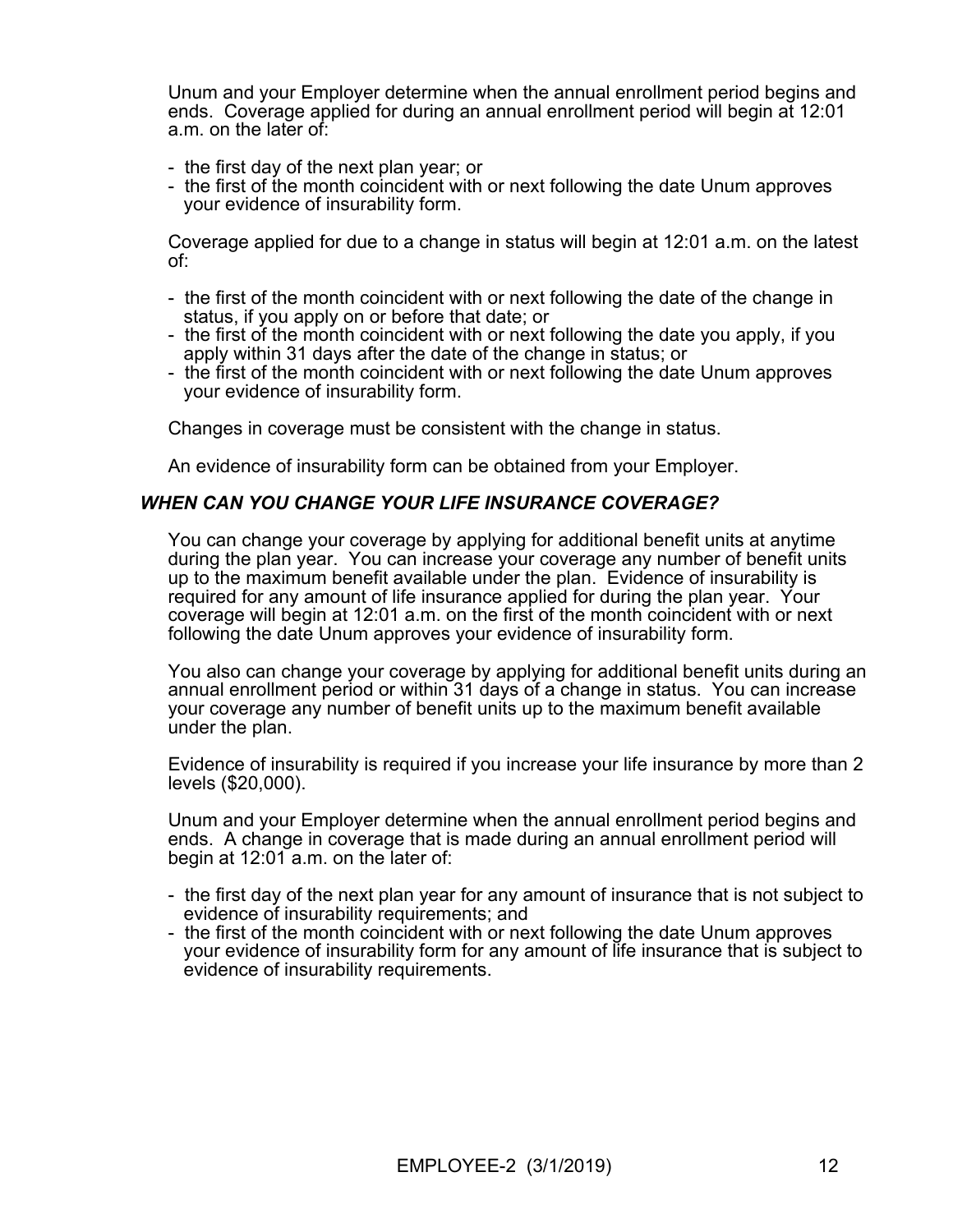Unum and your Employer determine when the annual enrollment period begins and ends. Coverage applied for during an annual enrollment period will begin at 12:01 a.m. on the later of:

- the first day of the next plan year; or
- the first of the month coincident with or next following the date Unum approves your evidence of insurability form.

Coverage applied for due to a change in status will begin at 12:01 a.m. on the latest of:

- the first of the month coincident with or next following the date of the change in status, if you apply on or before that date; or
- the first of the month coincident with or next following the date you apply, if you apply within 31 days after the date of the change in status; or
- the first of the month coincident with or next following the date Unum approves your evidence of insurability form.

Changes in coverage must be consistent with the change in status.

An evidence of insurability form can be obtained from your Employer.

### *WHEN CAN YOU CHANGE YOUR LIFE INSURANCE COVERAGE?*

You can change your coverage by applying for additional benefit units at anytime during the plan year. You can increase your coverage any number of benefit units up to the maximum benefit available under the plan. Evidence of insurability is required for any amount of life insurance applied for during the plan year. Your coverage will begin at 12:01 a.m. on the first of the month coincident with or next following the date Unum approves your evidence of insurability form.

You also can change your coverage by applying for additional benefit units during an annual enrollment period or within 31 days of a change in status. You can increase your coverage any number of benefit units up to the maximum benefit available under the plan.

Evidence of insurability is required if you increase your life insurance by more than 2 levels ($20,000).

Unum and your Employer determine when the annual enrollment period begins and ends. A change in coverage that is made during an annual enrollment period will begin at 12:01 a.m. on the later of:

- the first day of the next plan year for any amount of insurance that is not subject to evidence of insurability requirements; and
- the first of the month coincident with or next following the date Unum approves your evidence of insurability form for any amount of life insurance that is subject to evidence of insurability requirements.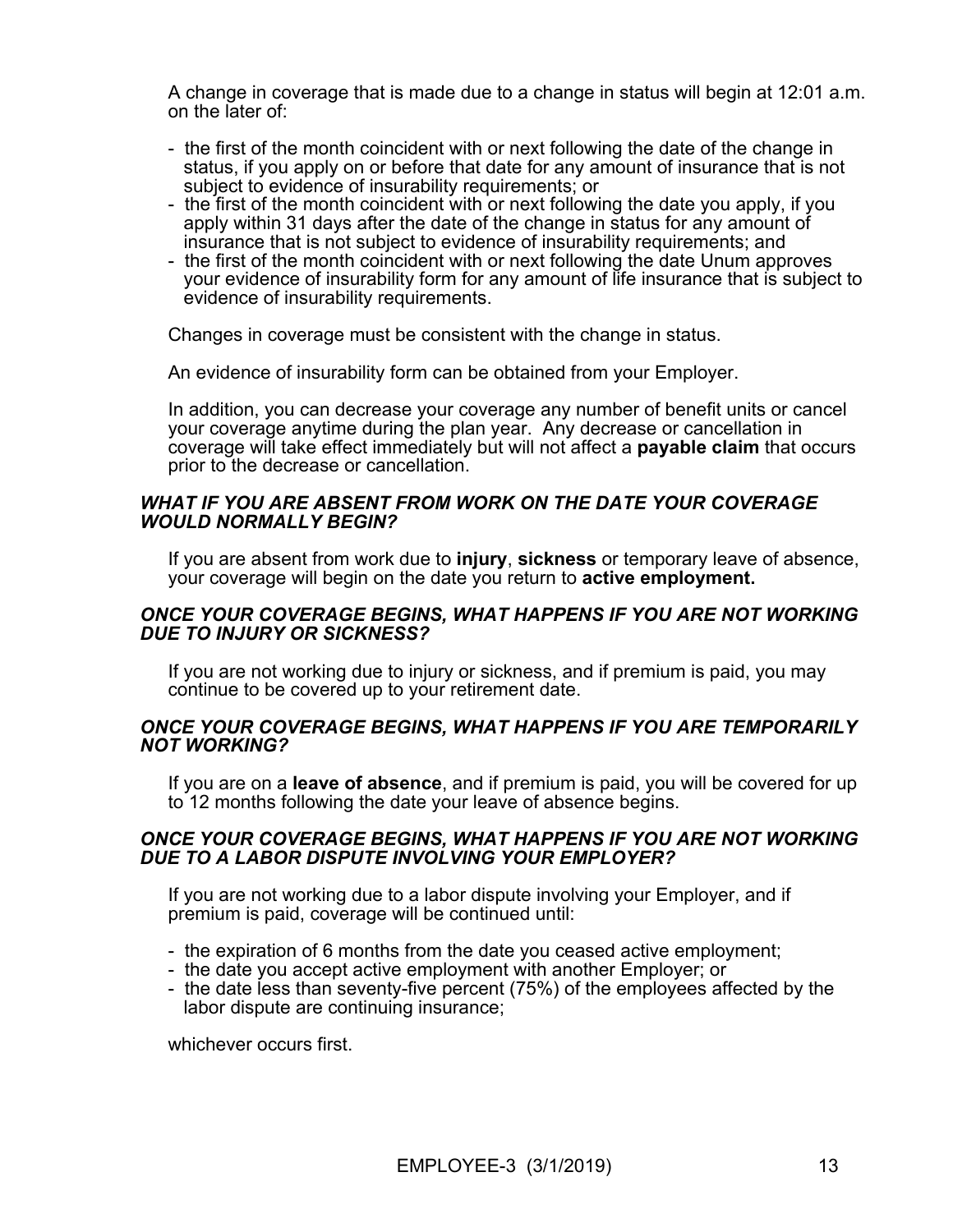A change in coverage that is made due to a change in status will begin at 12:01 a.m. on the later of:

- the first of the month coincident with or next following the date of the change in status, if you apply on or before that date for any amount of insurance that is not subject to evidence of insurability requirements; or
- the first of the month coincident with or next following the date you apply, if you apply within 31 days after the date of the change in status for any amount of insurance that is not subject to evidence of insurability requirements; and
- the first of the month coincident with or next following the date Unum approves your evidence of insurability form for any amount of life insurance that is subject to evidence of insurability requirements.

Changes in coverage must be consistent with the change in status.

An evidence of insurability form can be obtained from your Employer.

In addition, you can decrease your coverage any number of benefit units or cancel your coverage anytime during the plan year. Any decrease or cancellation in coverage will take effect immediately but will not affect a **payable claim** that occurs prior to the decrease or cancellation.

### *WHAT IF YOU ARE ABSENT FROM WORK ON THE DATE YOUR COVERAGE WOULD NORMALLY BEGIN?*

If you are absent from work due to **injury**, **sickness** or temporary leave of absence, your coverage will begin on the date you return to **active employment.**

### *ONCE YOUR COVERAGE BEGINS, WHAT HAPPENS IF YOU ARE NOT WORKING DUE TO INJURY OR SICKNESS?*

If you are not working due to injury or sickness, and if premium is paid, you may continue to be covered up to your retirement date.

### *ONCE YOUR COVERAGE BEGINS, WHAT HAPPENS IF YOU ARE TEMPORARILY NOT WORKING?*

If you are on a **leave of absence**, and if premium is paid, you will be covered for up to 12 months following the date your leave of absence begins.

### *ONCE YOUR COVERAGE BEGINS, WHAT HAPPENS IF YOU ARE NOT WORKING DUE TO A LABOR DISPUTE INVOLVING YOUR EMPLOYER?*

If you are not working due to a labor dispute involving your Employer, and if premium is paid, coverage will be continued until:

- the expiration of 6 months from the date you ceased active employment;
- the date you accept active employment with another Employer; or
- the date less than seventy-five percent (75%) of the employees affected by the labor dispute are continuing insurance;

whichever occurs first.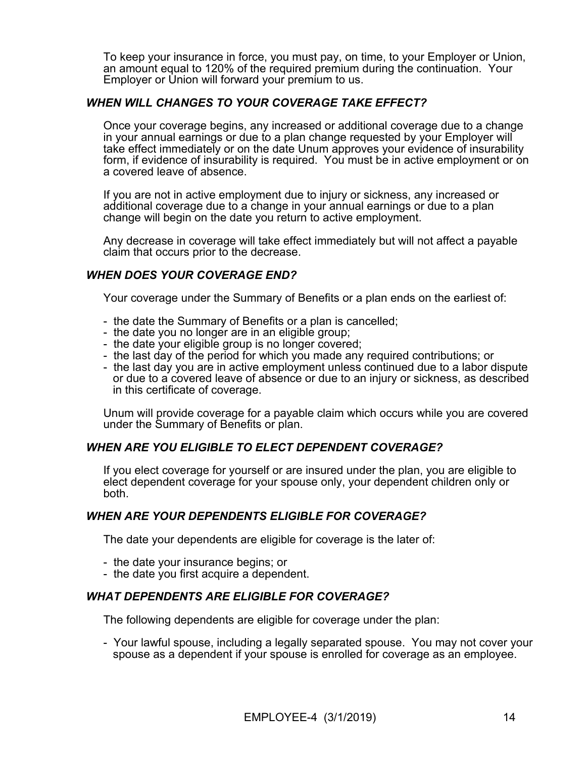To keep your insurance in force, you must pay, on time, to your Employer or Union, an amount equal to 120% of the required premium during the continuation. Your Employer or Union will forward your premium to us.

### *WHEN WILL CHANGES TO YOUR COVERAGE TAKE EFFECT?*

Once your coverage begins, any increased or additional coverage due to a change in your annual earnings or due to a plan change requested by your Employer will take effect immediately or on the date Unum approves your evidence of insurability form, if evidence of insurability is required. You must be in active employment or on a covered leave of absence.

If you are not in active employment due to injury or sickness, any increased or additional coverage due to a change in your annual earnings or due to a plan change will begin on the date you return to active employment.

Any decrease in coverage will take effect immediately but will not affect a payable claim that occurs prior to the decrease.

### *WHEN DOES YOUR COVERAGE END?*

Your coverage under the Summary of Benefits or a plan ends on the earliest of:

- the date the Summary of Benefits or a plan is cancelled;
- the date you no longer are in an eligible group;
- the date your eligible group is no longer covered;
- the last day of the period for which you made any required contributions; or
- the last day you are in active employment unless continued due to a labor dispute or due to a covered leave of absence or due to an injury or sickness, as described in this certificate of coverage.

Unum will provide coverage for a payable claim which occurs while you are covered under the Summary of Benefits or plan.

### *WHEN ARE YOU ELIGIBLE TO ELECT DEPENDENT COVERAGE?*

If you elect coverage for yourself or are insured under the plan, you are eligible to elect dependent coverage for your spouse only, your dependent children only or both.

### *WHEN ARE YOUR DEPENDENTS ELIGIBLE FOR COVERAGE?*

The date your dependents are eligible for coverage is the later of:

- the date your insurance begins; or
- the date you first acquire a dependent.

### *WHAT DEPENDENTS ARE ELIGIBLE FOR COVERAGE?*

The following dependents are eligible for coverage under the plan:

- Your lawful spouse, including a legally separated spouse. You may not cover your spouse as a dependent if your spouse is enrolled for coverage as an employee.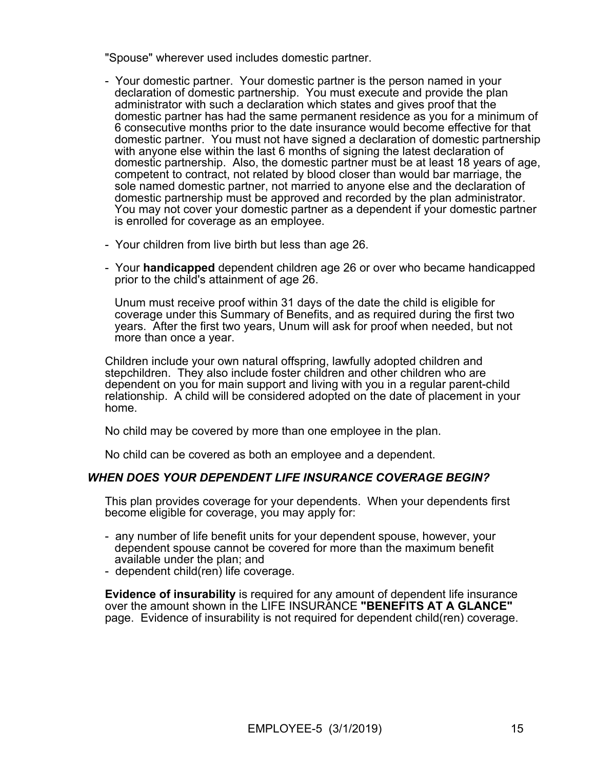"Spouse" wherever used includes domestic partner.

- Your domestic partner. Your domestic partner is the person named in your declaration of domestic partnership. You must execute and provide the plan administrator with such a declaration which states and gives proof that the domestic partner has had the same permanent residence as you for a minimum of 6 consecutive months prior to the date insurance would become effective for that domestic partner. You must not have signed a declaration of domestic partnership with anyone else within the last 6 months of signing the latest declaration of domestic partnership. Also, the domestic partner must be at least 18 years of age, competent to contract, not related by blood closer than would bar marriage, the sole named domestic partner, not married to anyone else and the declaration of domestic partnership must be approved and recorded by the plan administrator. You may not cover your domestic partner as a dependent if your domestic partner is enrolled for coverage as an employee.

- Your children from live birth but less than age 26.

- Your **handicapped** dependent children age 26 or over who became handicapped prior to the child's attainment of age 26.

  Unum must receive proof within 31 days of the date the child is eligible for coverage under this Summary of Benefits, and as required during the first two years. After the first two years, Unum will ask for proof when needed, but not more than once a year.

Children include your own natural offspring, lawfully adopted children and stepchildren. They also include foster children and other children who are dependent on you for main support and living with you in a regular parent-child relationship. A child will be considered adopted on the date of placement in your home.

No child may be covered by more than one employee in the plan.

No child can be covered as both an employee and a dependent.

### *WHEN DOES YOUR DEPENDENT LIFE INSURANCE COVERAGE BEGIN?*

This plan provides coverage for your dependents. When your dependents first become eligible for coverage, you may apply for:

- any number of life benefit units for your dependent spouse, however, your dependent spouse cannot be covered for more than the maximum benefit available under the plan; and
- dependent child(ren) life coverage.

**Evidence of insurability** is required for any amount of dependent life insurance over the amount shown in the LIFE INSURANCE **"BENEFITS AT A GLANCE"** page. Evidence of insurability is not required for dependent child(ren) coverage.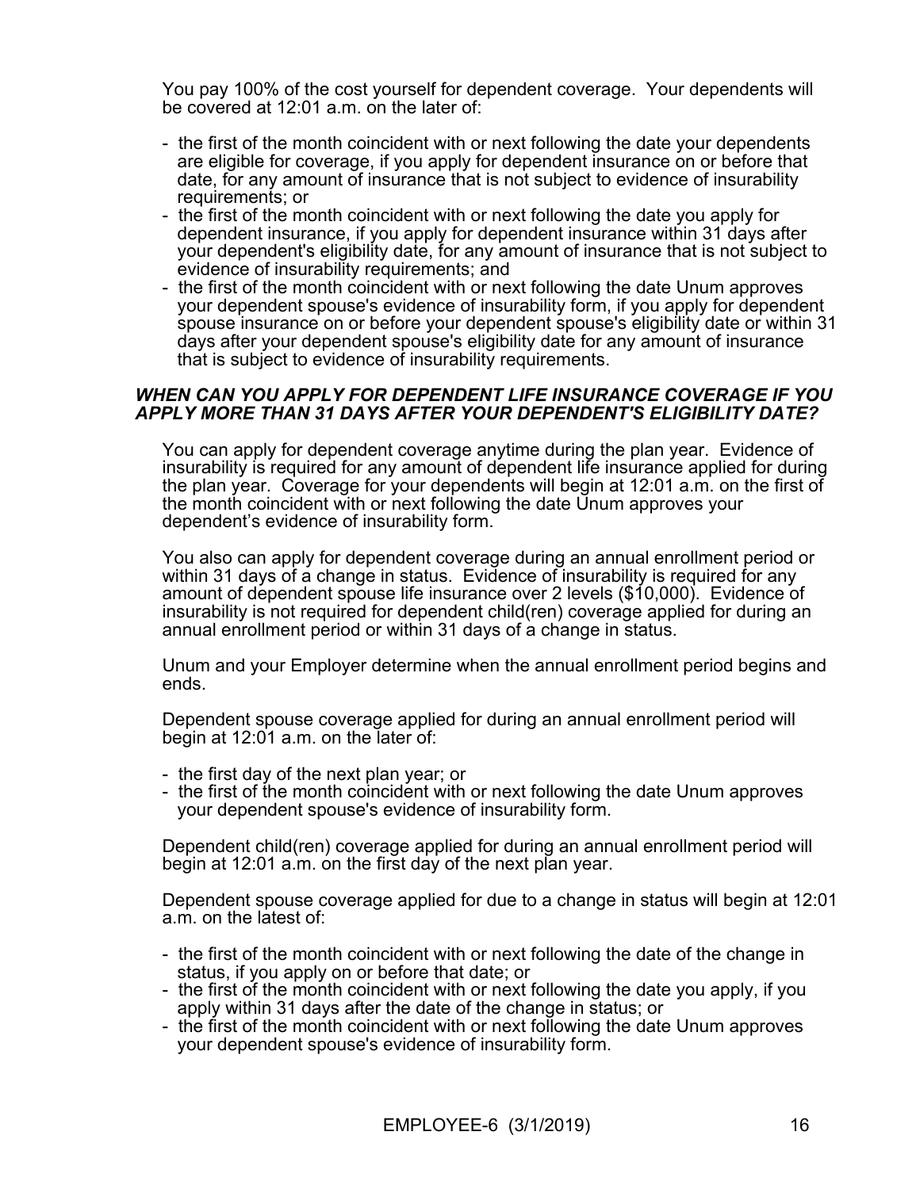You pay 100% of the cost yourself for dependent coverage. Your dependents will be covered at 12:01 a.m. on the later of:

- the first of the month coincident with or next following the date your dependents are eligible for coverage, if you apply for dependent insurance on or before that date, for any amount of insurance that is not subject to evidence of insurability requirements; or
- the first of the month coincident with or next following the date you apply for dependent insurance, if you apply for dependent insurance within 31 days after your dependent's eligibility date, for any amount of insurance that is not subject to evidence of insurability requirements; and
- the first of the month coincident with or next following the date Unum approves your dependent spouse's evidence of insurability form, if you apply for dependent spouse insurance on or before your dependent spouse's eligibility date or within 31 days after your dependent spouse's eligibility date for any amount of insurance that is subject to evidence of insurability requirements.

### *WHEN CAN YOU APPLY FOR DEPENDENT LIFE INSURANCE COVERAGE IF YOU APPLY MORE THAN 31 DAYS AFTER YOUR DEPENDENT'S ELIGIBILITY DATE?*

You can apply for dependent coverage anytime during the plan year. Evidence of insurability is required for any amount of dependent life insurance applied for during the plan year. Coverage for your dependents will begin at 12:01 a.m. on the first of the month coincident with or next following the date Unum approves your dependent's evidence of insurability form.

You also can apply for dependent coverage during an annual enrollment period or within 31 days of a change in status. Evidence of insurability is required for any amount of dependent spouse life insurance over 2 levels ($10,000). Evidence of insurability is not required for dependent child(ren) coverage applied for during an annual enrollment period or within 31 days of a change in status.

Unum and your Employer determine when the annual enrollment period begins and ends.

Dependent spouse coverage applied for during an annual enrollment period will begin at 12:01 a.m. on the later of:

- the first day of the next plan year; or
- the first of the month coincident with or next following the date Unum approves your dependent spouse's evidence of insurability form.

Dependent child(ren) coverage applied for during an annual enrollment period will begin at 12:01 a.m. on the first day of the next plan year.

Dependent spouse coverage applied for due to a change in status will begin at 12:01 a.m. on the latest of:

- the first of the month coincident with or next following the date of the change in status, if you apply on or before that date; or
- the first of the month coincident with or next following the date you apply, if you apply within 31 days after the date of the change in status; or
- the first of the month coincident with or next following the date Unum approves your dependent spouse's evidence of insurability form.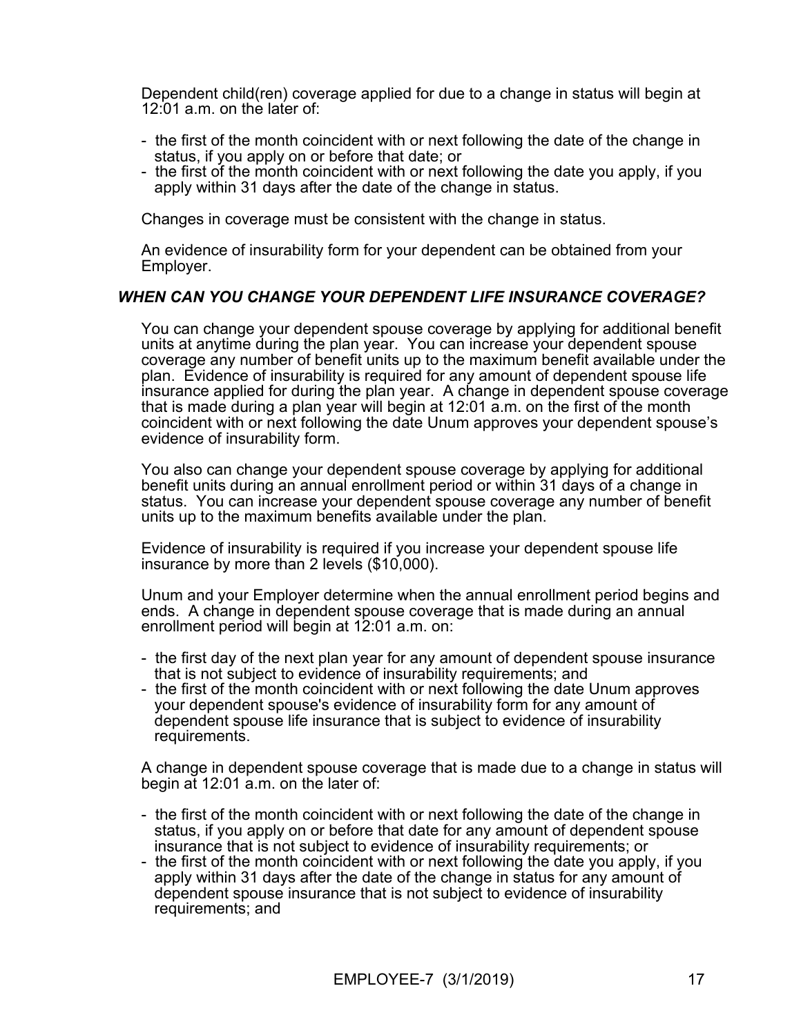Dependent child(ren) coverage applied for due to a change in status will begin at 12:01 a.m. on the later of:

- the first of the month coincident with or next following the date of the change in status, if you apply on or before that date; or
- the first of the month coincident with or next following the date you apply, if you apply within 31 days after the date of the change in status.

Changes in coverage must be consistent with the change in status.

An evidence of insurability form for your dependent can be obtained from your Employer.

### *WHEN CAN YOU CHANGE YOUR DEPENDENT LIFE INSURANCE COVERAGE?*

You can change your dependent spouse coverage by applying for additional benefit units at anytime during the plan year. You can increase your dependent spouse coverage any number of benefit units up to the maximum benefit available under the plan. Evidence of insurability is required for any amount of dependent spouse life insurance applied for during the plan year. A change in dependent spouse coverage that is made during a plan year will begin at 12:01 a.m. on the first of the month coincident with or next following the date Unum approves your dependent spouse's evidence of insurability form.

You also can change your dependent spouse coverage by applying for additional benefit units during an annual enrollment period or within 31 days of a change in status. You can increase your dependent spouse coverage any number of benefit units up to the maximum benefits available under the plan.

Evidence of insurability is required if you increase your dependent spouse life insurance by more than 2 levels ($10,000).

Unum and your Employer determine when the annual enrollment period begins and ends. A change in dependent spouse coverage that is made during an annual enrollment period will begin at 12:01 a.m. on:

- the first day of the next plan year for any amount of dependent spouse insurance that is not subject to evidence of insurability requirements; and
- the first of the month coincident with or next following the date Unum approves your dependent spouse's evidence of insurability form for any amount of dependent spouse life insurance that is subject to evidence of insurability requirements.

A change in dependent spouse coverage that is made due to a change in status will begin at 12:01 a.m. on the later of:

- the first of the month coincident with or next following the date of the change in status, if you apply on or before that date for any amount of dependent spouse insurance that is not subject to evidence of insurability requirements; or
- the first of the month coincident with or next following the date you apply, if you apply within 31 days after the date of the change in status for any amount of dependent spouse insurance that is not subject to evidence of insurability requirements; and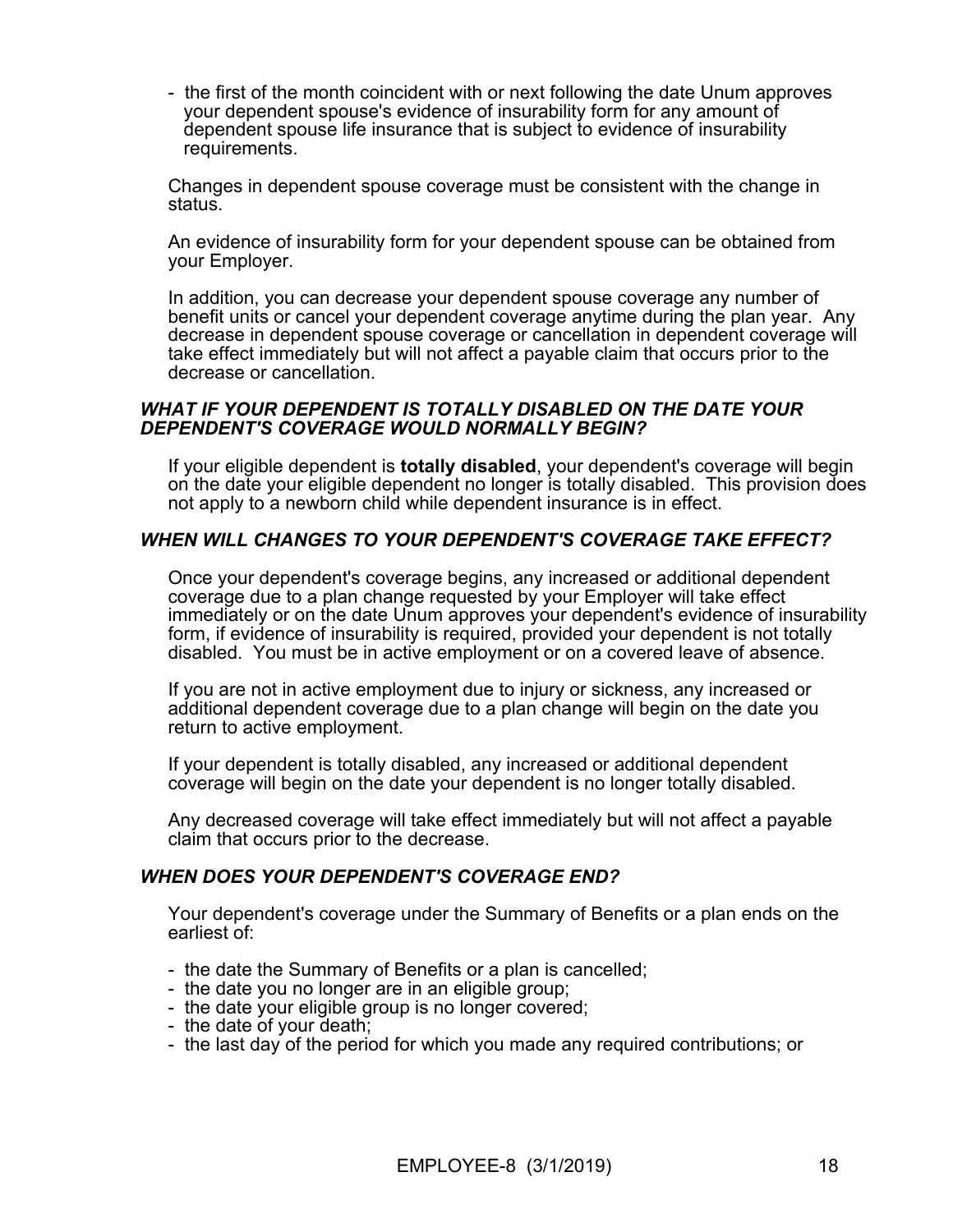- the first of the month coincident with or next following the date Unum approves your dependent spouse's evidence of insurability form for any amount of dependent spouse life insurance that is subject to evidence of insurability requirements.

Changes in dependent spouse coverage must be consistent with the change in status.

An evidence of insurability form for your dependent spouse can be obtained from your Employer.

In addition, you can decrease your dependent spouse coverage any number of benefit units or cancel your dependent coverage anytime during the plan year. Any decrease in dependent spouse coverage or cancellation in dependent coverage will take effect immediately but will not affect a payable claim that occurs prior to the decrease or cancellation.

### *WHAT IF YOUR DEPENDENT IS TOTALLY DISABLED ON THE DATE YOUR DEPENDENT'S COVERAGE WOULD NORMALLY BEGIN?*

If your eligible dependent is **totally disabled**, your dependent's coverage will begin on the date your eligible dependent no longer is totally disabled. This provision does not apply to a newborn child while dependent insurance is in effect.

### *WHEN WILL CHANGES TO YOUR DEPENDENT'S COVERAGE TAKE EFFECT?*

Once your dependent's coverage begins, any increased or additional dependent coverage due to a plan change requested by your Employer will take effect immediately or on the date Unum approves your dependent's evidence of insurability form, if evidence of insurability is required, provided your dependent is not totally disabled. You must be in active employment or on a covered leave of absence.

If you are not in active employment due to injury or sickness, any increased or additional dependent coverage due to a plan change will begin on the date you return to active employment.

If your dependent is totally disabled, any increased or additional dependent coverage will begin on the date your dependent is no longer totally disabled.

Any decreased coverage will take effect immediately but will not affect a payable claim that occurs prior to the decrease.

### *WHEN DOES YOUR DEPENDENT'S COVERAGE END?*

Your dependent's coverage under the Summary of Benefits or a plan ends on the earliest of:

- the date the Summary of Benefits or a plan is cancelled;
- the date you no longer are in an eligible group;
- the date your eligible group is no longer covered;
- the date of your death;
- the last day of the period for which you made any required contributions; or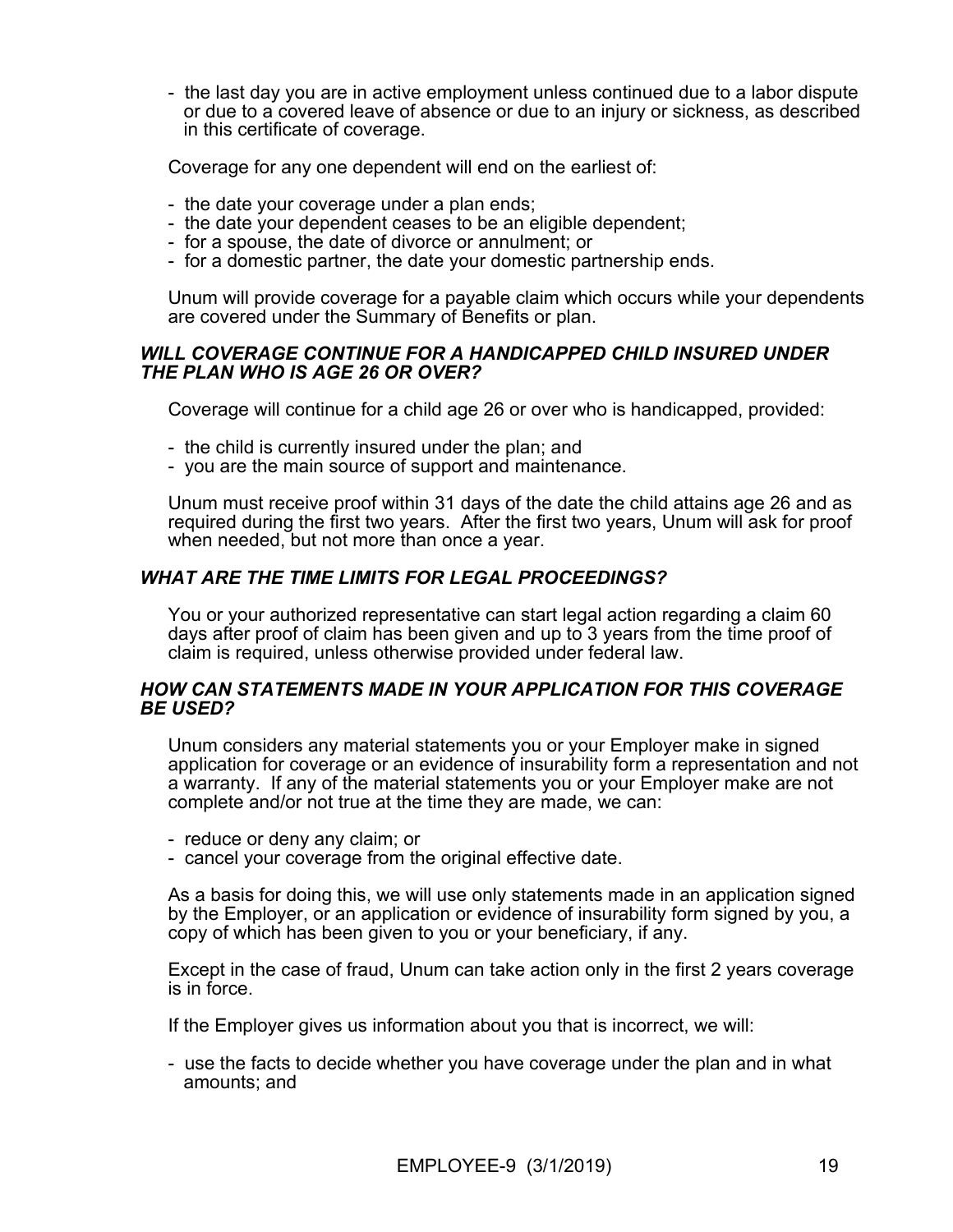- the last day you are in active employment unless continued due to a labor dispute or due to a covered leave of absence or due to an injury or sickness, as described in this certificate of coverage.

Coverage for any one dependent will end on the earliest of:

- the date your coverage under a plan ends;
- the date your dependent ceases to be an eligible dependent;
- for a spouse, the date of divorce or annulment; or
- for a domestic partner, the date your domestic partnership ends.

Unum will provide coverage for a payable claim which occurs while your dependents are covered under the Summary of Benefits or plan.

### *WILL COVERAGE CONTINUE FOR A HANDICAPPED CHILD INSURED UNDER THE PLAN WHO IS AGE 26 OR OVER?*

Coverage will continue for a child age 26 or over who is handicapped, provided:

- the child is currently insured under the plan; and
- you are the main source of support and maintenance.

Unum must receive proof within 31 days of the date the child attains age 26 and as required during the first two years. After the first two years, Unum will ask for proof when needed, but not more than once a year.

### *WHAT ARE THE TIME LIMITS FOR LEGAL PROCEEDINGS?*

You or your authorized representative can start legal action regarding a claim 60 days after proof of claim has been given and up to 3 years from the time proof of claim is required, unless otherwise provided under federal law.

### *HOW CAN STATEMENTS MADE IN YOUR APPLICATION FOR THIS COVERAGE BE USED?*

Unum considers any material statements you or your Employer make in signed application for coverage or an evidence of insurability form a representation and not a warranty. If any of the material statements you or your Employer make are not complete and/or not true at the time they are made, we can:

- reduce or deny any claim; or
- cancel your coverage from the original effective date.

As a basis for doing this, we will use only statements made in an application signed by the Employer, or an application or evidence of insurability form signed by you, a copy of which has been given to you or your beneficiary, if any.

Except in the case of fraud, Unum can take action only in the first 2 years coverage is in force.

If the Employer gives us information about you that is incorrect, we will:

- use the facts to decide whether you have coverage under the plan and in what amounts; and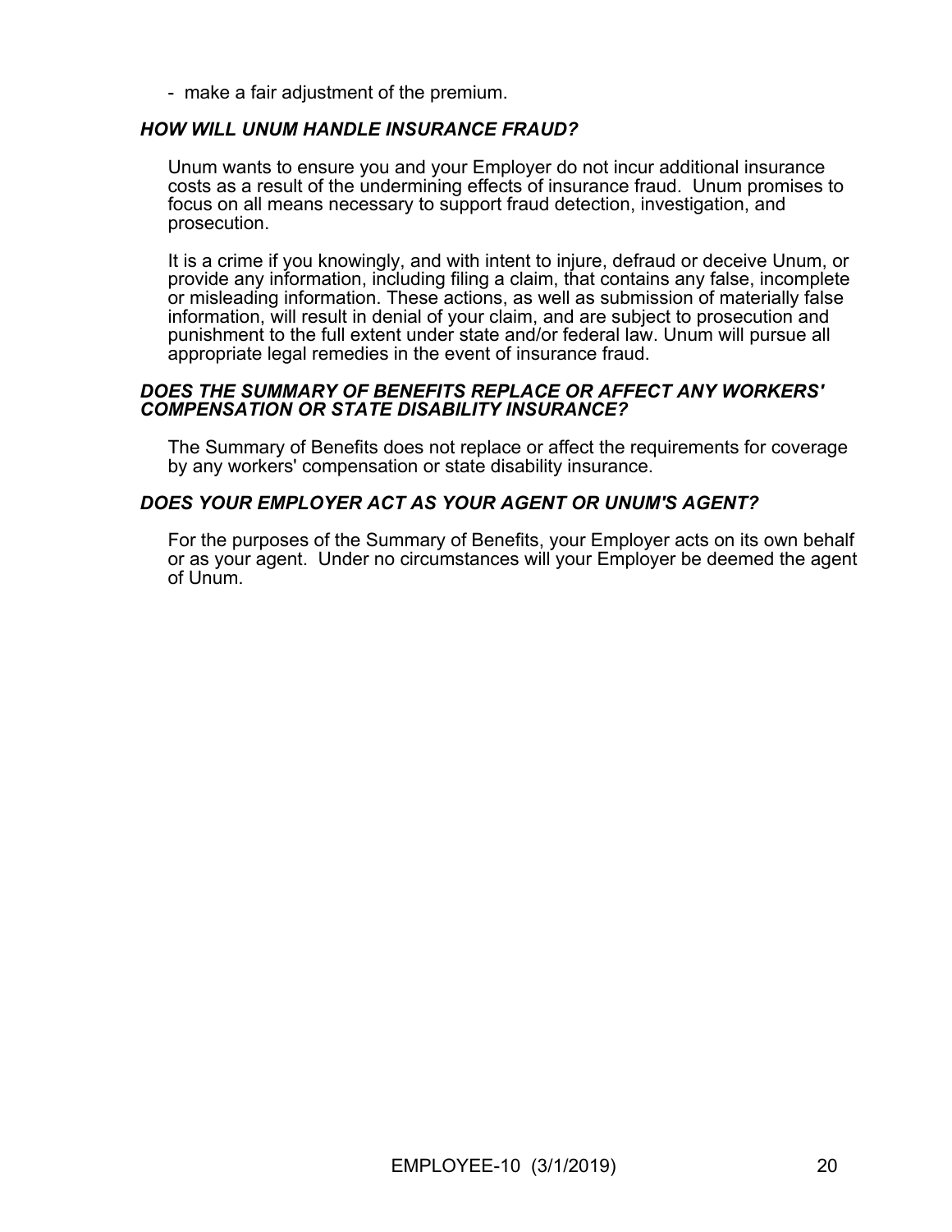- make a fair adjustment of the premium.

### *HOW WILL UNUM HANDLE INSURANCE FRAUD?*

Unum wants to ensure you and your Employer do not incur additional insurance costs as a result of the undermining effects of insurance fraud. Unum promises to focus on all means necessary to support fraud detection, investigation, and prosecution.

It is a crime if you knowingly, and with intent to injure, defraud or deceive Unum, or provide any information, including filing a claim, that contains any false, incomplete or misleading information. These actions, as well as submission of materially false information, will result in denial of your claim, and are subject to prosecution and punishment to the full extent under state and/or federal law. Unum will pursue all appropriate legal remedies in the event of insurance fraud.

### *DOES THE SUMMARY OF BENEFITS REPLACE OR AFFECT ANY WORKERS' COMPENSATION OR STATE DISABILITY INSURANCE?*

The Summary of Benefits does not replace or affect the requirements for coverage by any workers' compensation or state disability insurance.

### *DOES YOUR EMPLOYER ACT AS YOUR AGENT OR UNUM'S AGENT?*

For the purposes of the Summary of Benefits, your Employer acts on its own behalf or as your agent. Under no circumstances will your Employer be deemed the agent of Unum.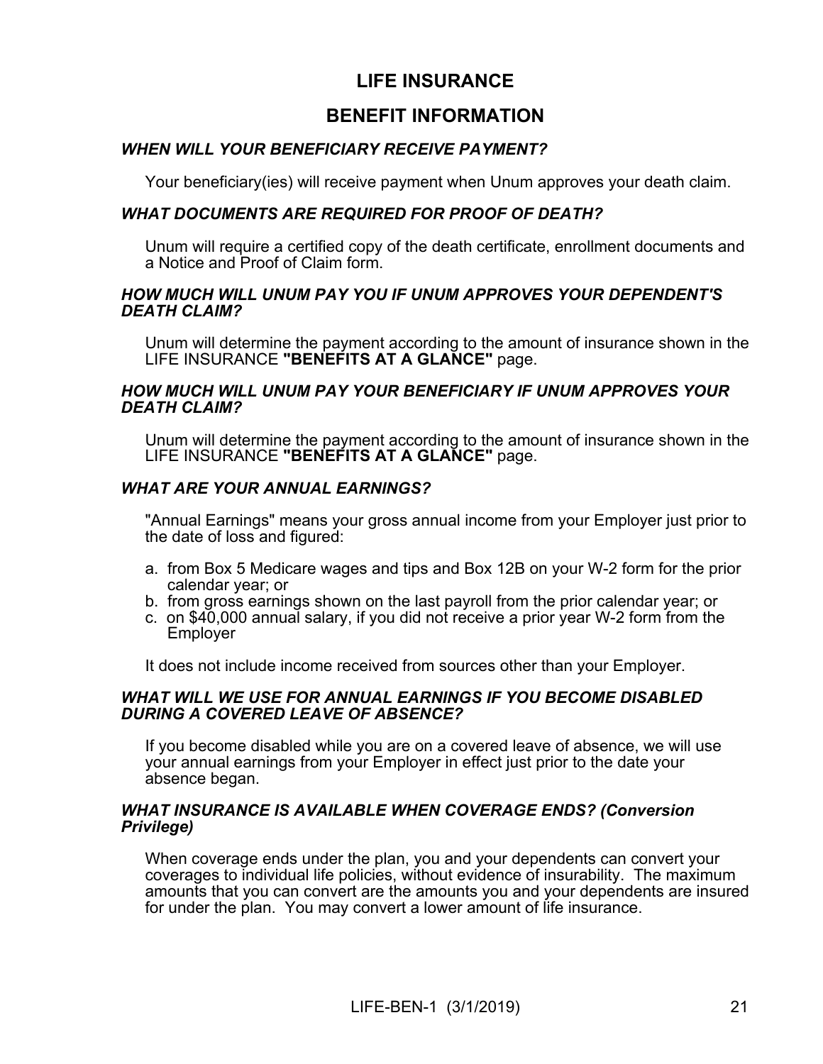# LIFE INSURANCE

## BENEFIT INFORMATION

### *WHEN WILL YOUR BENEFICIARY RECEIVE PAYMENT?*

Your beneficiary(ies) will receive payment when Unum approves your death claim.

### *WHAT DOCUMENTS ARE REQUIRED FOR PROOF OF DEATH?*

Unum will require a certified copy of the death certificate, enrollment documents and a Notice and Proof of Claim form.

### *HOW MUCH WILL UNUM PAY YOU IF UNUM APPROVES YOUR DEPENDENT'S DEATH CLAIM?*

Unum will determine the payment according to the amount of insurance shown in the LIFE INSURANCE **"BENEFITS AT A GLANCE"** page.

### *HOW MUCH WILL UNUM PAY YOUR BENEFICIARY IF UNUM APPROVES YOUR DEATH CLAIM?*

Unum will determine the payment according to the amount of insurance shown in the LIFE INSURANCE **"BENEFITS AT A GLANCE"** page.

### *WHAT ARE YOUR ANNUAL EARNINGS?*

"Annual Earnings" means your gross annual income from your Employer just prior to the date of loss and figured:

a. from Box 5 Medicare wages and tips and Box 12B on your W-2 form for the prior calendar year; or
b. from gross earnings shown on the last payroll from the prior calendar year; or
c. on $40,000 annual salary, if you did not receive a prior year W-2 form from the Employer

It does not include income received from sources other than your Employer.

### *WHAT WILL WE USE FOR ANNUAL EARNINGS IF YOU BECOME DISABLED DURING A COVERED LEAVE OF ABSENCE?*

If you become disabled while you are on a covered leave of absence, we will use your annual earnings from your Employer in effect just prior to the date your absence began.

### *WHAT INSURANCE IS AVAILABLE WHEN COVERAGE ENDS? (Conversion Privilege)*

When coverage ends under the plan, you and your dependents can convert your coverages to individual life policies, without evidence of insurability. The maximum amounts that you can convert are the amounts you and your dependents are insured for under the plan. You may convert a lower amount of life insurance.

LIFE-BEN-1 (3/1/2019)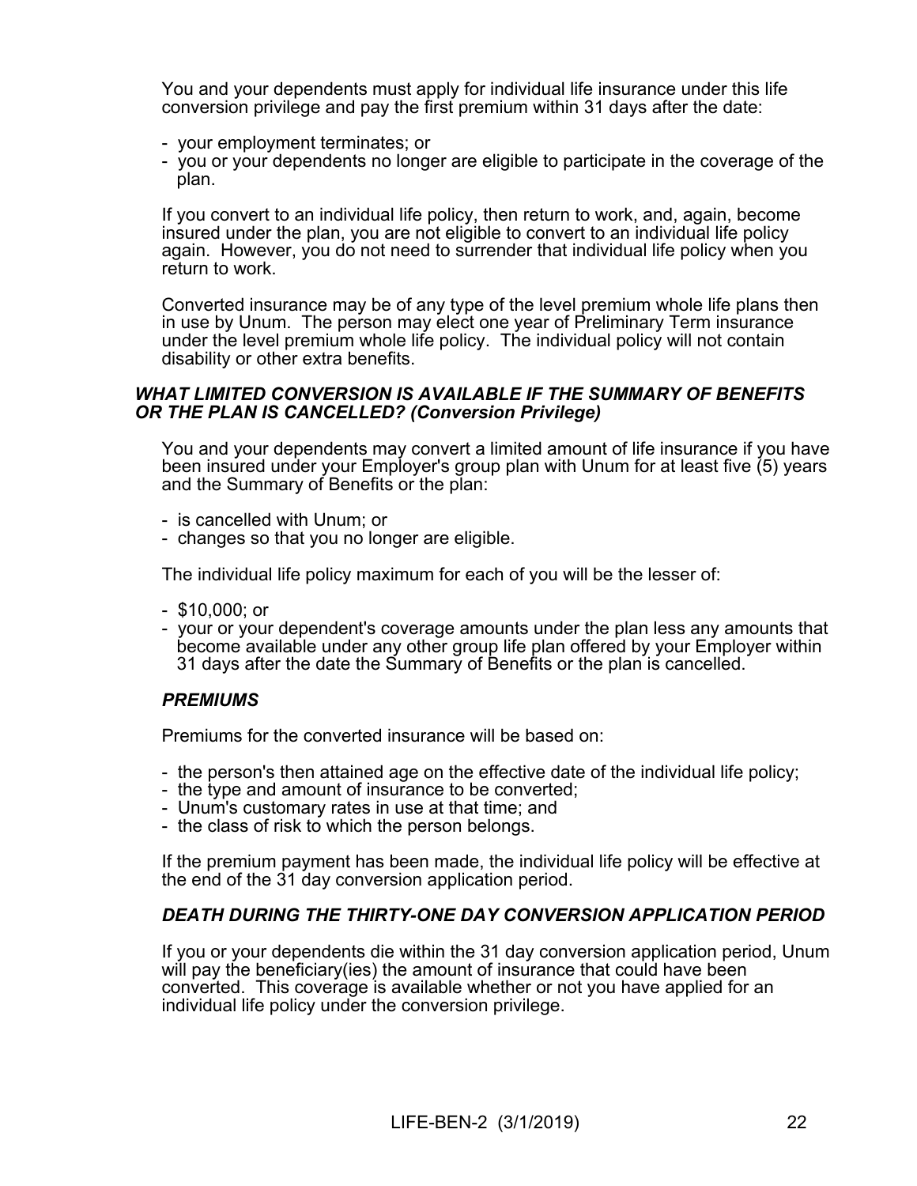You and your dependents must apply for individual life insurance under this life conversion privilege and pay the first premium within 31 days after the date:

- your employment terminates; or
- you or your dependents no longer are eligible to participate in the coverage of the plan.

If you convert to an individual life policy, then return to work, and, again, become insured under the plan, you are not eligible to convert to an individual life policy again. However, you do not need to surrender that individual life policy when you return to work.

Converted insurance may be of any type of the level premium whole life plans then in use by Unum. The person may elect one year of Preliminary Term insurance under the level premium whole life policy. The individual policy will not contain disability or other extra benefits.

### *WHAT LIMITED CONVERSION IS AVAILABLE IF THE SUMMARY OF BENEFITS OR THE PLAN IS CANCELLED? (Conversion Privilege)*

You and your dependents may convert a limited amount of life insurance if you have been insured under your Employer's group plan with Unum for at least five (5) years and the Summary of Benefits or the plan:

- is cancelled with Unum; or
- changes so that you no longer are eligible.

The individual life policy maximum for each of you will be the lesser of:

- $10,000; or
- your or your dependent's coverage amounts under the plan less any amounts that become available under any other group life plan offered by your Employer within 31 days after the date the Summary of Benefits or the plan is cancelled.

### *PREMIUMS*

Premiums for the converted insurance will be based on:

- the person's then attained age on the effective date of the individual life policy;
- the type and amount of insurance to be converted;
- Unum's customary rates in use at that time; and
- the class of risk to which the person belongs.

If the premium payment has been made, the individual life policy will be effective at the end of the 31 day conversion application period.

### *DEATH DURING THE THIRTY-ONE DAY CONVERSION APPLICATION PERIOD*

If you or your dependents die within the 31 day conversion application period, Unum will pay the beneficiary(ies) the amount of insurance that could have been converted. This coverage is available whether or not you have applied for an individual life policy under the conversion privilege.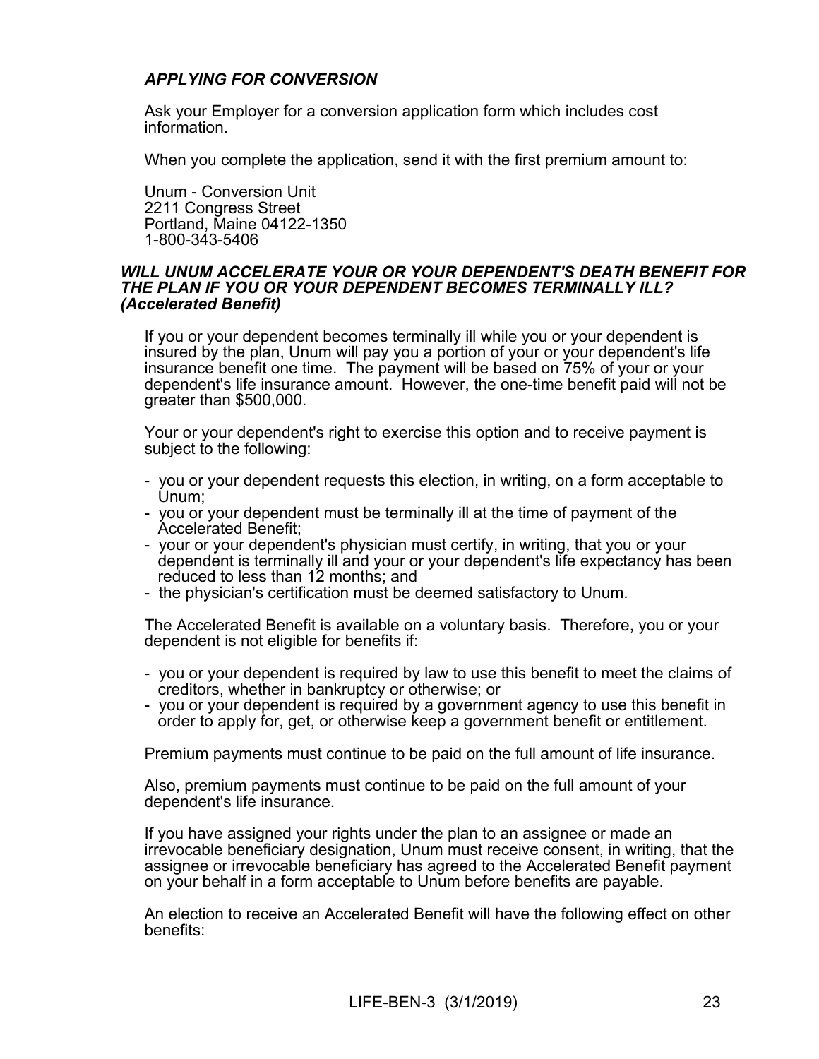### *APPLYING FOR CONVERSION*

Ask your Employer for a conversion application form which includes cost information.

When you complete the application, send it with the first premium amount to:

Unum - Conversion Unit
2211 Congress Street
Portland, Maine 04122-1350
1-800-343-5406

### *WILL UNUM ACCELERATE YOUR OR YOUR DEPENDENT'S DEATH BENEFIT FOR THE PLAN IF YOU OR YOUR DEPENDENT BECOMES TERMINALLY ILL? (Accelerated Benefit)*

If you or your dependent becomes terminally ill while you or your dependent is insured by the plan, Unum will pay you a portion of your or your dependent's life insurance benefit one time. The payment will be based on 75% of your or your dependent's life insurance amount. However, the one-time benefit paid will not be greater than $500,000.

Your or your dependent's right to exercise this option and to receive payment is subject to the following:

- you or your dependent requests this election, in writing, on a form acceptable to Unum;
- you or your dependent must be terminally ill at the time of payment of the Accelerated Benefit;
- your or your dependent's physician must certify, in writing, that you or your dependent is terminally ill and your or your dependent's life expectancy has been reduced to less than 12 months; and
- the physician's certification must be deemed satisfactory to Unum.

The Accelerated Benefit is available on a voluntary basis. Therefore, you or your dependent is not eligible for benefits if:

- you or your dependent is required by law to use this benefit to meet the claims of creditors, whether in bankruptcy or otherwise; or
- you or your dependent is required by a government agency to use this benefit in order to apply for, get, or otherwise keep a government benefit or entitlement.

Premium payments must continue to be paid on the full amount of life insurance.

Also, premium payments must continue to be paid on the full amount of your dependent's life insurance.

If you have assigned your rights under the plan to an assignee or made an irrevocable beneficiary designation, Unum must receive consent, in writing, that the assignee or irrevocable beneficiary has agreed to the Accelerated Benefit payment on your behalf in a form acceptable to Unum before benefits are payable.

An election to receive an Accelerated Benefit will have the following effect on other benefits: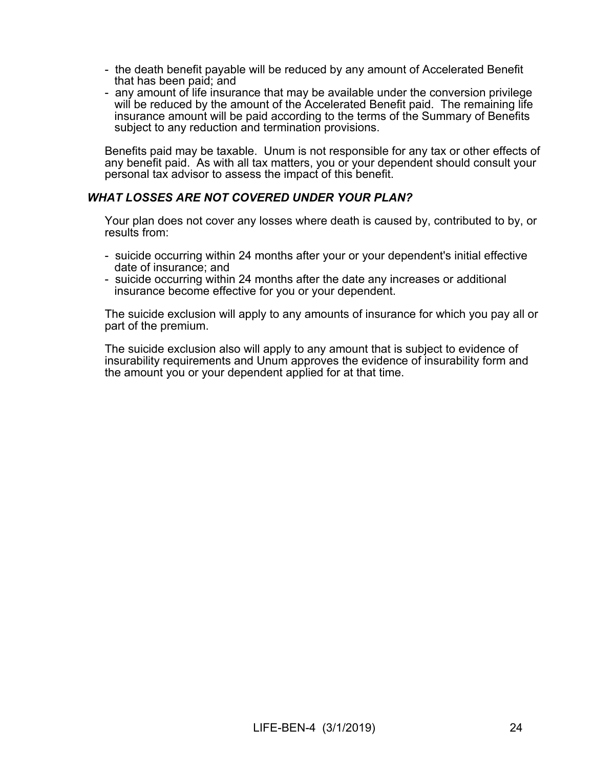- the death benefit payable will be reduced by any amount of Accelerated Benefit that has been paid; and
- any amount of life insurance that may be available under the conversion privilege will be reduced by the amount of the Accelerated Benefit paid. The remaining life insurance amount will be paid according to the terms of the Summary of Benefits subject to any reduction and termination provisions.

Benefits paid may be taxable. Unum is not responsible for any tax or other effects of any benefit paid. As with all tax matters, you or your dependent should consult your personal tax advisor to assess the impact of this benefit.

### *WHAT LOSSES ARE NOT COVERED UNDER YOUR PLAN?*

Your plan does not cover any losses where death is caused by, contributed to by, or results from:

- suicide occurring within 24 months after your or your dependent's initial effective date of insurance; and
- suicide occurring within 24 months after the date any increases or additional insurance become effective for you or your dependent.

The suicide exclusion will apply to any amounts of insurance for which you pay all or part of the premium.

The suicide exclusion also will apply to any amount that is subject to evidence of insurability requirements and Unum approves the evidence of insurability form and the amount you or your dependent applied for at that time.

LIFE-BEN-4 (3/1/2019)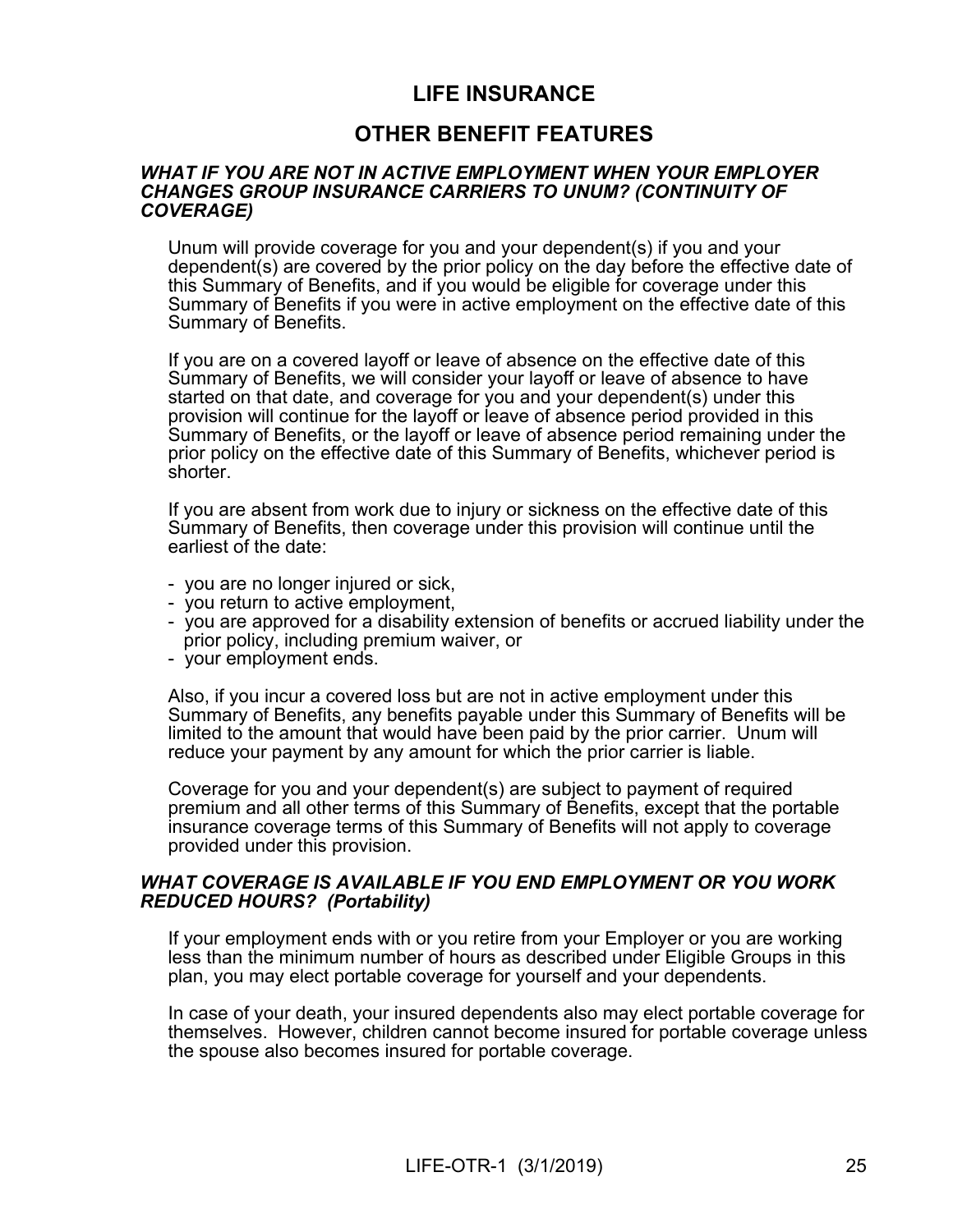# LIFE INSURANCE

## OTHER BENEFIT FEATURES

### *WHAT IF YOU ARE NOT IN ACTIVE EMPLOYMENT WHEN YOUR EMPLOYER CHANGES GROUP INSURANCE CARRIERS TO UNUM? (CONTINUITY OF COVERAGE)*

Unum will provide coverage for you and your dependent(s) if you and your dependent(s) are covered by the prior policy on the day before the effective date of this Summary of Benefits, and if you would be eligible for coverage under this Summary of Benefits if you were in active employment on the effective date of this Summary of Benefits.

If you are on a covered layoff or leave of absence on the effective date of this Summary of Benefits, we will consider your layoff or leave of absence to have started on that date, and coverage for you and your dependent(s) under this provision will continue for the layoff or leave of absence period provided in this Summary of Benefits, or the layoff or leave of absence period remaining under the prior policy on the effective date of this Summary of Benefits, whichever period is shorter.

If you are absent from work due to injury or sickness on the effective date of this Summary of Benefits, then coverage under this provision will continue until the earliest of the date:

- you are no longer injured or sick,
- you return to active employment,
- you are approved for a disability extension of benefits or accrued liability under the prior policy, including premium waiver, or
- your employment ends.

Also, if you incur a covered loss but are not in active employment under this Summary of Benefits, any benefits payable under this Summary of Benefits will be limited to the amount that would have been paid by the prior carrier. Unum will reduce your payment by any amount for which the prior carrier is liable.

Coverage for you and your dependent(s) are subject to payment of required premium and all other terms of this Summary of Benefits, except that the portable insurance coverage terms of this Summary of Benefits will not apply to coverage provided under this provision.

### *WHAT COVERAGE IS AVAILABLE IF YOU END EMPLOYMENT OR YOU WORK REDUCED HOURS? (Portability)*

If your employment ends with or you retire from your Employer or you are working less than the minimum number of hours as described under Eligible Groups in this plan, you may elect portable coverage for yourself and your dependents.

In case of your death, your insured dependents also may elect portable coverage for themselves. However, children cannot become insured for portable coverage unless the spouse also becomes insured for portable coverage.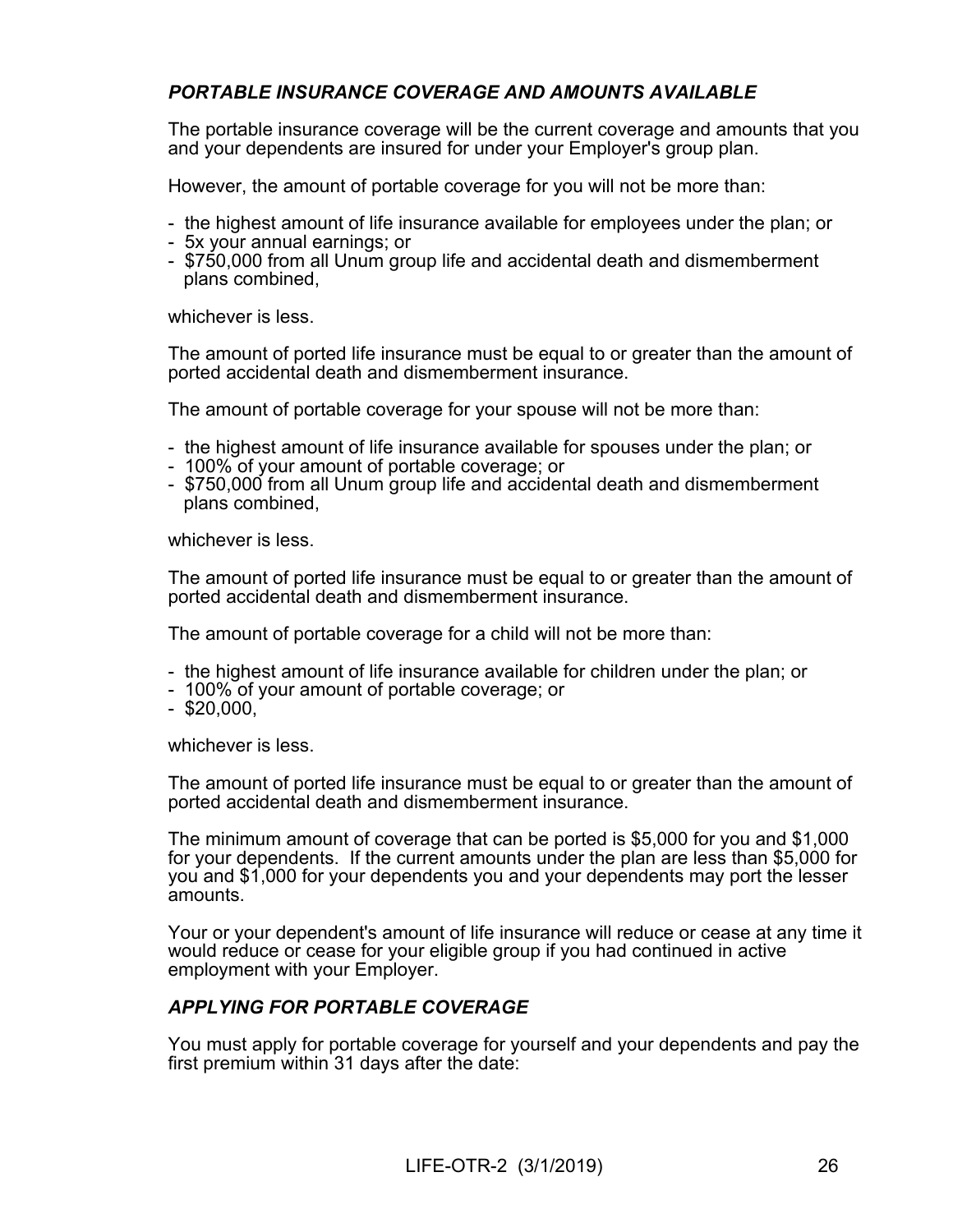### *PORTABLE INSURANCE COVERAGE AND AMOUNTS AVAILABLE*

The portable insurance coverage will be the current coverage and amounts that you and your dependents are insured for under your Employer's group plan.

However, the amount of portable coverage for you will not be more than:

- the highest amount of life insurance available for employees under the plan; or
- 5x your annual earnings; or
- $750,000 from all Unum group life and accidental death and dismemberment plans combined,

whichever is less.

The amount of ported life insurance must be equal to or greater than the amount of ported accidental death and dismemberment insurance.

The amount of portable coverage for your spouse will not be more than:

- the highest amount of life insurance available for spouses under the plan; or
- 100% of your amount of portable coverage; or
- $750,000 from all Unum group life and accidental death and dismemberment plans combined,

whichever is less.

The amount of ported life insurance must be equal to or greater than the amount of ported accidental death and dismemberment insurance.

The amount of portable coverage for a child will not be more than:

- the highest amount of life insurance available for children under the plan; or
- 100% of your amount of portable coverage; or
- $20,000,

whichever is less.

The amount of ported life insurance must be equal to or greater than the amount of ported accidental death and dismemberment insurance.

The minimum amount of coverage that can be ported is $5,000 for you and $1,000 for your dependents. If the current amounts under the plan are less than $5,000 for you and $1,000 for your dependents you and your dependents may port the lesser amounts.

Your or your dependent's amount of life insurance will reduce or cease at any time it would reduce or cease for your eligible group if you had continued in active employment with your Employer.

### *APPLYING FOR PORTABLE COVERAGE*

You must apply for portable coverage for yourself and your dependents and pay the first premium within 31 days after the date: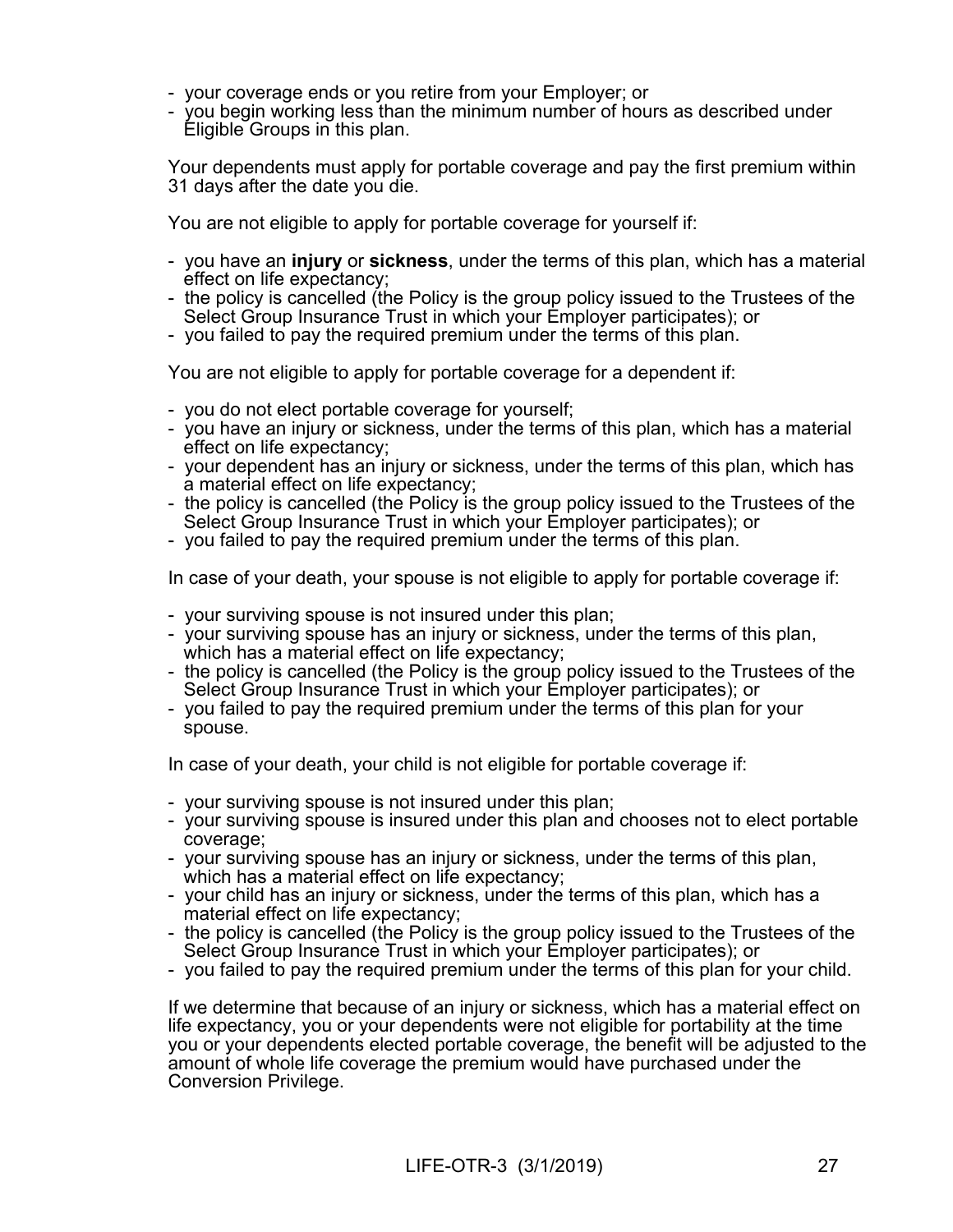- your coverage ends or you retire from your Employer; or
- you begin working less than the minimum number of hours as described under Eligible Groups in this plan.

Your dependents must apply for portable coverage and pay the first premium within 31 days after the date you die.

You are not eligible to apply for portable coverage for yourself if:

- you have an **injury** or **sickness**, under the terms of this plan, which has a material effect on life expectancy;
- the policy is cancelled (the Policy is the group policy issued to the Trustees of the Select Group Insurance Trust in which your Employer participates); or
- you failed to pay the required premium under the terms of this plan.

You are not eligible to apply for portable coverage for a dependent if:

- you do not elect portable coverage for yourself;
- you have an injury or sickness, under the terms of this plan, which has a material effect on life expectancy;
- your dependent has an injury or sickness, under the terms of this plan, which has a material effect on life expectancy;
- the policy is cancelled (the Policy is the group policy issued to the Trustees of the Select Group Insurance Trust in which your Employer participates); or
- you failed to pay the required premium under the terms of this plan.

In case of your death, your spouse is not eligible to apply for portable coverage if:

- your surviving spouse is not insured under this plan;
- your surviving spouse has an injury or sickness, under the terms of this plan, which has a material effect on life expectancy;
- the policy is cancelled (the Policy is the group policy issued to the Trustees of the Select Group Insurance Trust in which your Employer participates); or
- you failed to pay the required premium under the terms of this plan for your spouse.

In case of your death, your child is not eligible for portable coverage if:

- your surviving spouse is not insured under this plan;
- your surviving spouse is insured under this plan and chooses not to elect portable coverage;
- your surviving spouse has an injury or sickness, under the terms of this plan, which has a material effect on life expectancy;
- your child has an injury or sickness, under the terms of this plan, which has a material effect on life expectancy;
- the policy is cancelled (the Policy is the group policy issued to the Trustees of the Select Group Insurance Trust in which your Employer participates); or
- you failed to pay the required premium under the terms of this plan for your child.

If we determine that because of an injury or sickness, which has a material effect on life expectancy, you or your dependents were not eligible for portability at the time you or your dependents elected portable coverage, the benefit will be adjusted to the amount of whole life coverage the premium would have purchased under the Conversion Privilege.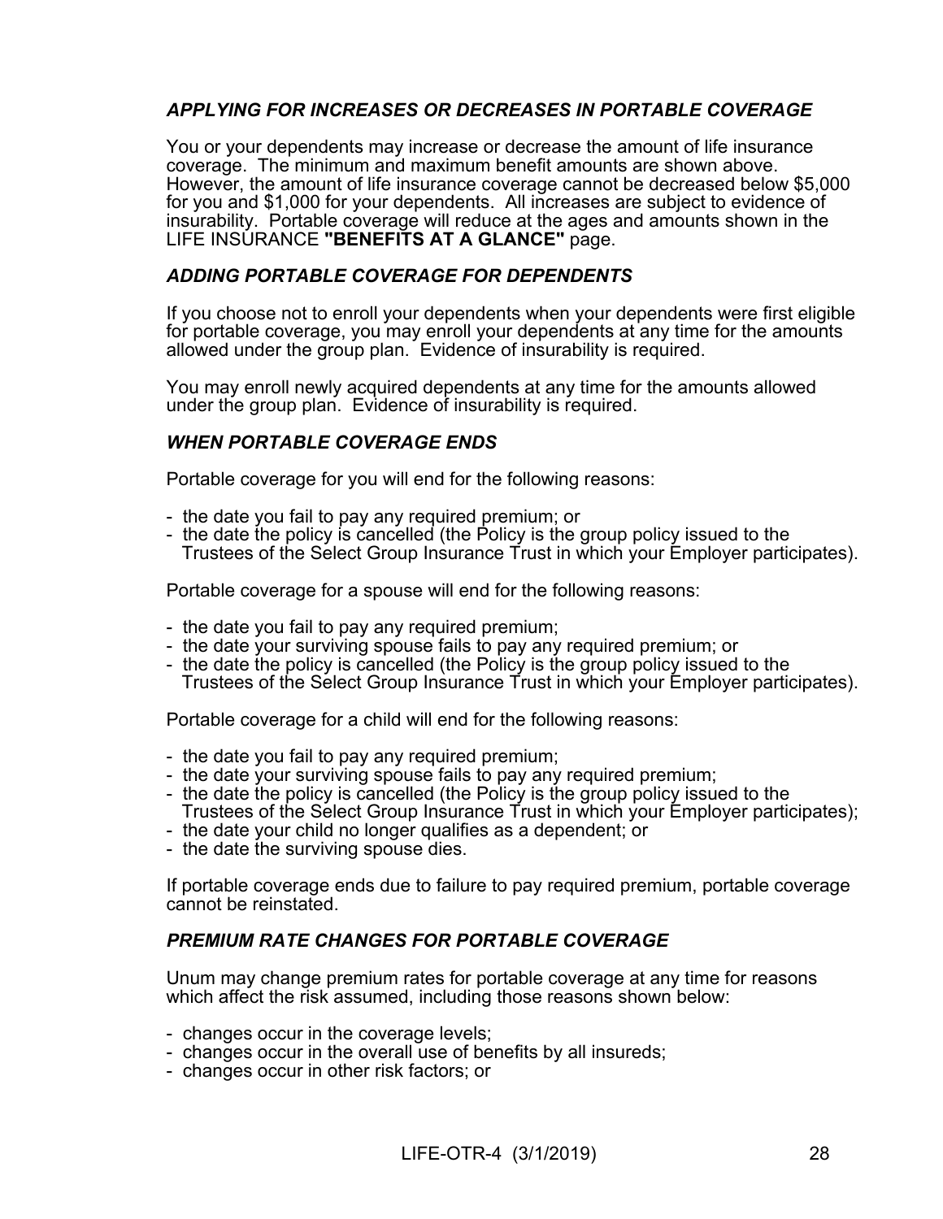### *APPLYING FOR INCREASES OR DECREASES IN PORTABLE COVERAGE*

You or your dependents may increase or decrease the amount of life insurance coverage. The minimum and maximum benefit amounts are shown above. However, the amount of life insurance coverage cannot be decreased below $5,000 for you and $1,000 for your dependents. All increases are subject to evidence of insurability. Portable coverage will reduce at the ages and amounts shown in the LIFE INSURANCE **"BENEFITS AT A GLANCE"** page.

### *ADDING PORTABLE COVERAGE FOR DEPENDENTS*

If you choose not to enroll your dependents when your dependents were first eligible for portable coverage, you may enroll your dependents at any time for the amounts allowed under the group plan. Evidence of insurability is required.

You may enroll newly acquired dependents at any time for the amounts allowed under the group plan. Evidence of insurability is required.

### *WHEN PORTABLE COVERAGE ENDS*

Portable coverage for you will end for the following reasons:

- the date you fail to pay any required premium; or
- the date the policy is cancelled (the Policy is the group policy issued to the Trustees of the Select Group Insurance Trust in which your Employer participates).

Portable coverage for a spouse will end for the following reasons:

- the date you fail to pay any required premium;
- the date your surviving spouse fails to pay any required premium; or
- the date the policy is cancelled (the Policy is the group policy issued to the Trustees of the Select Group Insurance Trust in which your Employer participates).

Portable coverage for a child will end for the following reasons:

- the date you fail to pay any required premium;
- the date your surviving spouse fails to pay any required premium;
- the date the policy is cancelled (the Policy is the group policy issued to the Trustees of the Select Group Insurance Trust in which your Employer participates);
- the date your child no longer qualifies as a dependent; or
- the date the surviving spouse dies.

If portable coverage ends due to failure to pay required premium, portable coverage cannot be reinstated.

### *PREMIUM RATE CHANGES FOR PORTABLE COVERAGE*

Unum may change premium rates for portable coverage at any time for reasons which affect the risk assumed, including those reasons shown below:

- changes occur in the coverage levels;
- changes occur in the overall use of benefits by all insureds;
- changes occur in other risk factors; or

LIFE-OTR-4 (3/1/2019)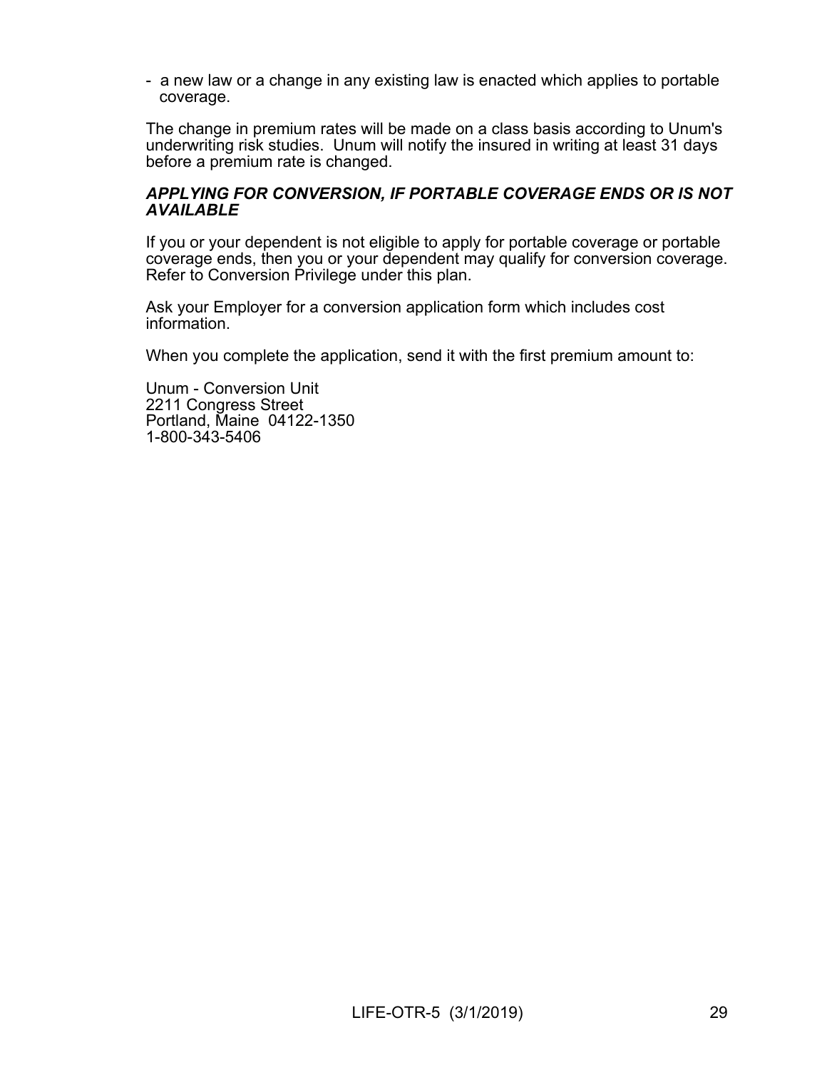- a new law or a change in any existing law is enacted which applies to portable coverage.

The change in premium rates will be made on a class basis according to Unum's underwriting risk studies. Unum will notify the insured in writing at least 31 days before a premium rate is changed.

***APPLYING FOR CONVERSION, IF PORTABLE COVERAGE ENDS OR IS NOT AVAILABLE***

If you or your dependent is not eligible to apply for portable coverage or portable coverage ends, then you or your dependent may qualify for conversion coverage. Refer to Conversion Privilege under this plan.

Ask your Employer for a conversion application form which includes cost information.

When you complete the application, send it with the first premium amount to:

Unum - Conversion Unit
2211 Congress Street
Portland, Maine 04122-1350
1-800-343-5406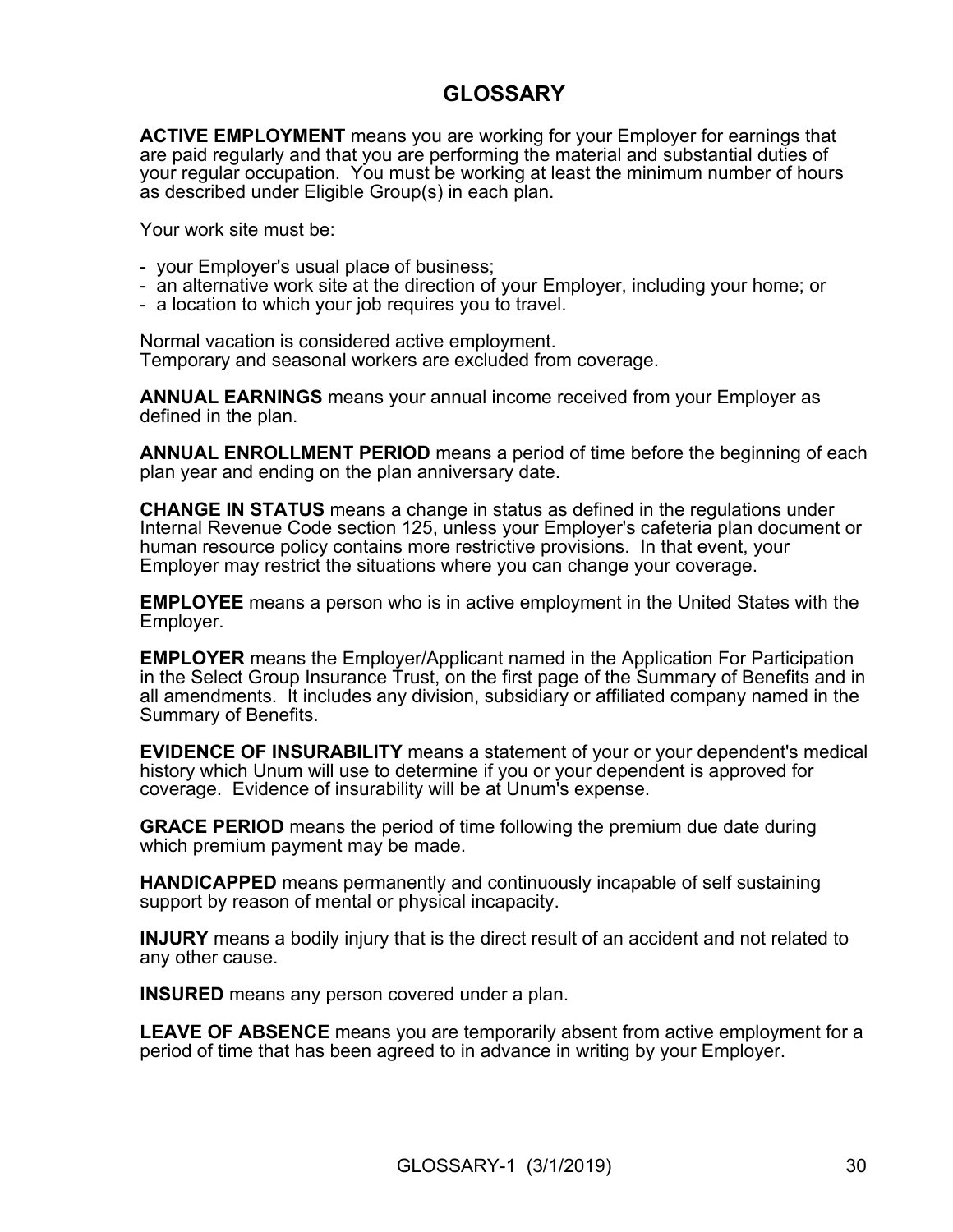# GLOSSARY

**ACTIVE EMPLOYMENT** means you are working for your Employer for earnings that are paid regularly and that you are performing the material and substantial duties of your regular occupation. You must be working at least the minimum number of hours as described under Eligible Group(s) in each plan.

Your work site must be:

- your Employer's usual place of business;
- an alternative work site at the direction of your Employer, including your home; or
- a location to which your job requires you to travel.

Normal vacation is considered active employment.
Temporary and seasonal workers are excluded from coverage.

**ANNUAL EARNINGS** means your annual income received from your Employer as defined in the plan.

**ANNUAL ENROLLMENT PERIOD** means a period of time before the beginning of each plan year and ending on the plan anniversary date.

**CHANGE IN STATUS** means a change in status as defined in the regulations under Internal Revenue Code section 125, unless your Employer's cafeteria plan document or human resource policy contains more restrictive provisions. In that event, your Employer may restrict the situations where you can change your coverage.

**EMPLOYEE** means a person who is in active employment in the United States with the Employer.

**EMPLOYER** means the Employer/Applicant named in the Application For Participation in the Select Group Insurance Trust, on the first page of the Summary of Benefits and in all amendments. It includes any division, subsidiary or affiliated company named in the Summary of Benefits.

**EVIDENCE OF INSURABILITY** means a statement of your or your dependent's medical history which Unum will use to determine if you or your dependent is approved for coverage. Evidence of insurability will be at Unum's expense.

**GRACE PERIOD** means the period of time following the premium due date during which premium payment may be made.

**HANDICAPPED** means permanently and continuously incapable of self sustaining support by reason of mental or physical incapacity.

**INJURY** means a bodily injury that is the direct result of an accident and not related to any other cause.

**INSURED** means any person covered under a plan.

**LEAVE OF ABSENCE** means you are temporarily absent from active employment for a period of time that has been agreed to in advance in writing by your Employer.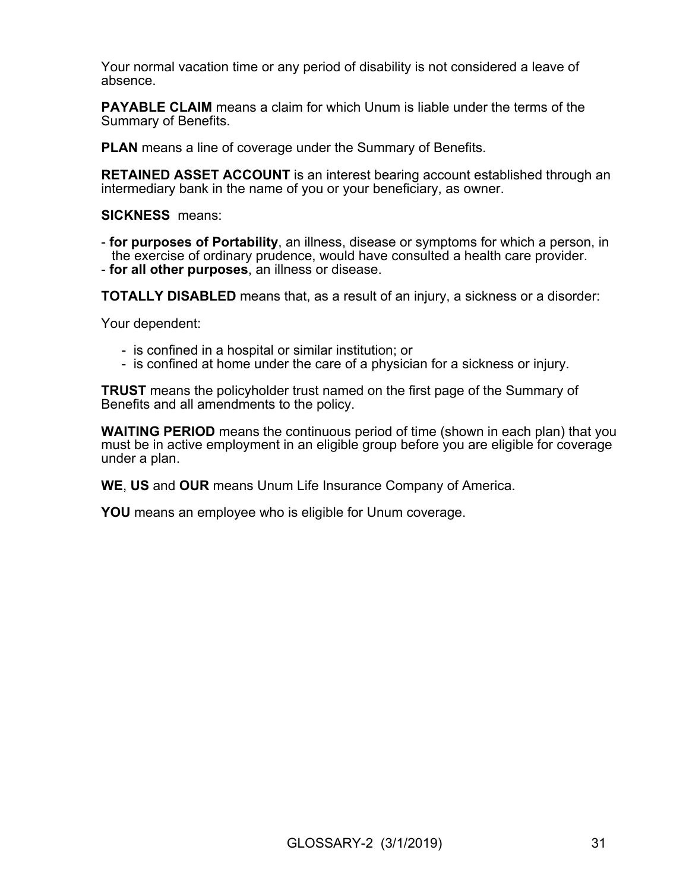Your normal vacation time or any period of disability is not considered a leave of absence.

**PAYABLE CLAIM** means a claim for which Unum is liable under the terms of the Summary of Benefits.

**PLAN** means a line of coverage under the Summary of Benefits.

**RETAINED ASSET ACCOUNT** is an interest bearing account established through an intermediary bank in the name of you or your beneficiary, as owner.

**SICKNESS** means:

- **for purposes of Portability**, an illness, disease or symptoms for which a person, in the exercise of ordinary prudence, would have consulted a health care provider.
- **for all other purposes**, an illness or disease.

**TOTALLY DISABLED** means that, as a result of an injury, a sickness or a disorder:

Your dependent:

- is confined in a hospital or similar institution; or
- is confined at home under the care of a physician for a sickness or injury.

**TRUST** means the policyholder trust named on the first page of the Summary of Benefits and all amendments to the policy.

**WAITING PERIOD** means the continuous period of time (shown in each plan) that you must be in active employment in an eligible group before you are eligible for coverage under a plan.

**WE**, **US** and **OUR** means Unum Life Insurance Company of America.

**YOU** means an employee who is eligible for Unum coverage.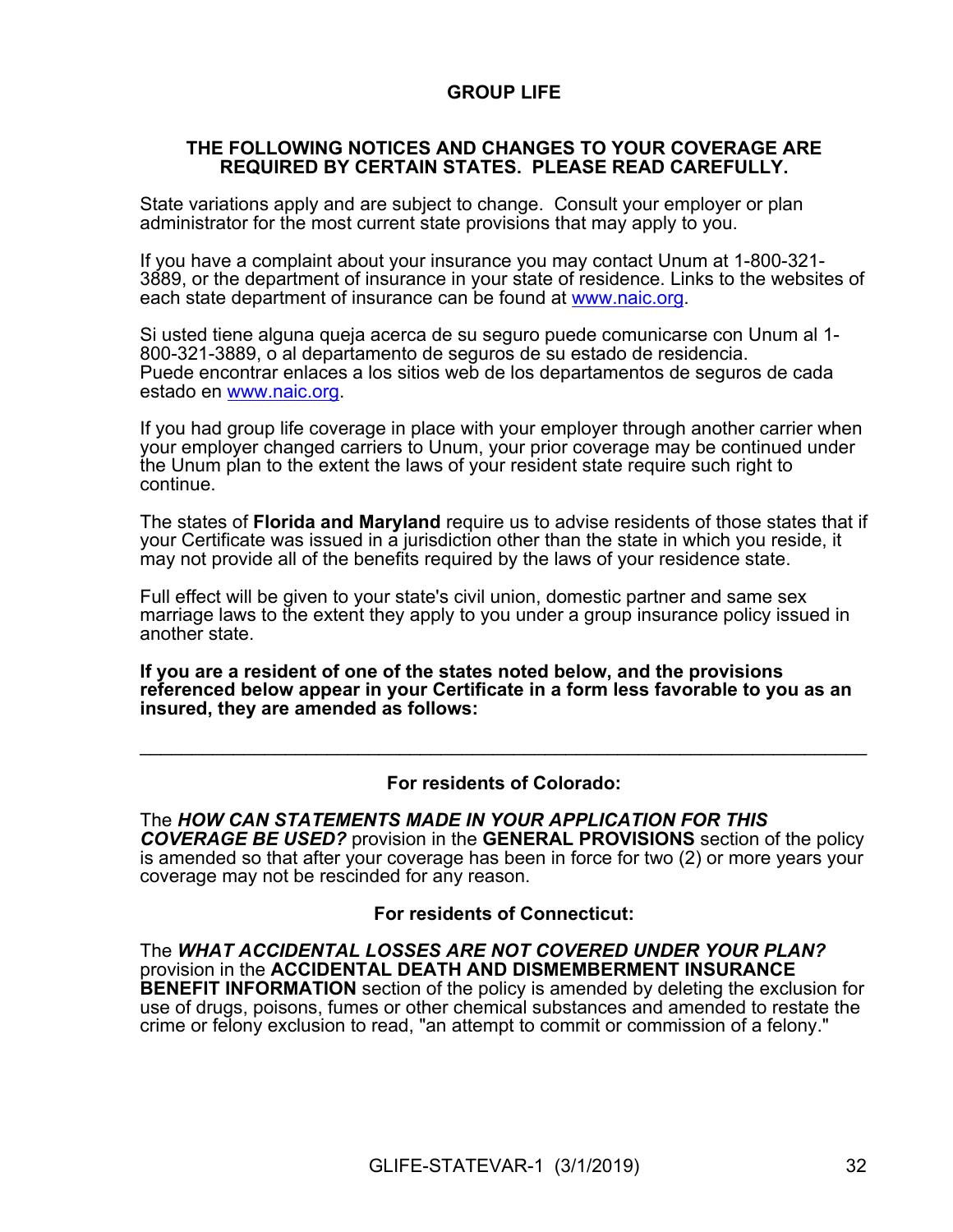## GROUP LIFE

### THE FOLLOWING NOTICES AND CHANGES TO YOUR COVERAGE ARE REQUIRED BY CERTAIN STATES. PLEASE READ CAREFULLY.

State variations apply and are subject to change. Consult your employer or plan administrator for the most current state provisions that may apply to you.

If you have a complaint about your insurance you may contact Unum at 1-800-321-3889, or the department of insurance in your state of residence. Links to the websites of each state department of insurance can be found at www.naic.org.

Si usted tiene alguna queja acerca de su seguro puede comunicarse con Unum al 1-800-321-3889, o al departamento de seguros de su estado de residencia. Puede encontrar enlaces a los sitios web de los departamentos de seguros de cada estado en www.naic.org.

If you had group life coverage in place with your employer through another carrier when your employer changed carriers to Unum, your prior coverage may be continued under the Unum plan to the extent the laws of your resident state require such right to continue.

The states of **Florida and Maryland** require us to advise residents of those states that if your Certificate was issued in a jurisdiction other than the state in which you reside, it may not provide all of the benefits required by the laws of your residence state.

Full effect will be given to your state's civil union, domestic partner and same sex marriage laws to the extent they apply to you under a group insurance policy issued in another state.

**If you are a resident of one of the states noted below, and the provisions referenced below appear in your Certificate in a form less favorable to you as an insured, they are amended as follows:**

---

**For residents of Colorado:**

The ***HOW CAN STATEMENTS MADE IN YOUR APPLICATION FOR THIS COVERAGE BE USED?*** provision in the **GENERAL PROVISIONS** section of the policy is amended so that after your coverage has been in force for two (2) or more years your coverage may not be rescinded for any reason.

**For residents of Connecticut:**

The ***WHAT ACCIDENTAL LOSSES ARE NOT COVERED UNDER YOUR PLAN?*** provision in the **ACCIDENTAL DEATH AND DISMEMBERMENT INSURANCE BENEFIT INFORMATION** section of the policy is amended by deleting the exclusion for use of drugs, poisons, fumes or other chemical substances and amended to restate the crime or felony exclusion to read, "an attempt to commit or commission of a felony."

GLIFE-STATEVAR-1 (3/1/2019)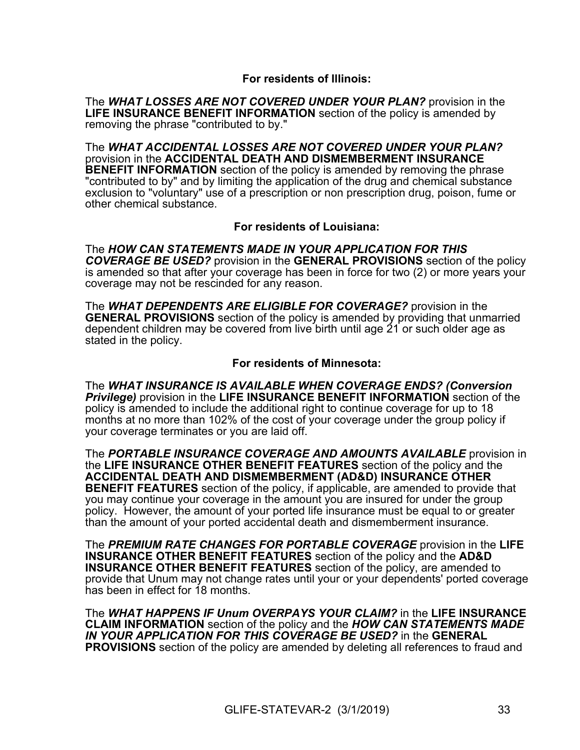### For residents of Illinois:

The ***WHAT LOSSES ARE NOT COVERED UNDER YOUR PLAN?*** provision in the **LIFE INSURANCE BENEFIT INFORMATION** section of the policy is amended by removing the phrase "contributed to by."

The ***WHAT ACCIDENTAL LOSSES ARE NOT COVERED UNDER YOUR PLAN?*** provision in the **ACCIDENTAL DEATH AND DISMEMBERMENT INSURANCE BENEFIT INFORMATION** section of the policy is amended by removing the phrase "contributed to by" and by limiting the application of the drug and chemical substance exclusion to "voluntary" use of a prescription or non prescription drug, poison, fume or other chemical substance.

### For residents of Louisiana:

The ***HOW CAN STATEMENTS MADE IN YOUR APPLICATION FOR THIS COVERAGE BE USED?*** provision in the **GENERAL PROVISIONS** section of the policy is amended so that after your coverage has been in force for two (2) or more years your coverage may not be rescinded for any reason.

The ***WHAT DEPENDENTS ARE ELIGIBLE FOR COVERAGE?*** provision in the **GENERAL PROVISIONS** section of the policy is amended by providing that unmarried dependent children may be covered from live birth until age 21 or such older age as stated in the policy.

### For residents of Minnesota:

The ***WHAT INSURANCE IS AVAILABLE WHEN COVERAGE ENDS? (Conversion Privilege)*** provision in the **LIFE INSURANCE BENEFIT INFORMATION** section of the policy is amended to include the additional right to continue coverage for up to 18 months at no more than 102% of the cost of your coverage under the group policy if your coverage terminates or you are laid off.

The ***PORTABLE INSURANCE COVERAGE AND AMOUNTS AVAILABLE*** provision in the **LIFE INSURANCE OTHER BENEFIT FEATURES** section of the policy and the **ACCIDENTAL DEATH AND DISMEMBERMENT (AD&D) INSURANCE OTHER BENEFIT FEATURES** section of the policy, if applicable, are amended to provide that you may continue your coverage in the amount you are insured for under the group policy. However, the amount of your ported life insurance must be equal to or greater than the amount of your ported accidental death and dismemberment insurance.

The ***PREMIUM RATE CHANGES FOR PORTABLE COVERAGE*** provision in the **LIFE INSURANCE OTHER BENEFIT FEATURES** section of the policy and the **AD&D INSURANCE OTHER BENEFIT FEATURES** section of the policy, are amended to provide that Unum may not change rates until your or your dependents' ported coverage has been in effect for 18 months.

The ***WHAT HAPPENS IF Unum OVERPAYS YOUR CLAIM?*** in the **LIFE INSURANCE CLAIM INFORMATION** section of the policy and the ***HOW CAN STATEMENTS MADE IN YOUR APPLICATION FOR THIS COVERAGE BE USED?*** in the **GENERAL PROVISIONS** section of the policy are amended by deleting all references to fraud and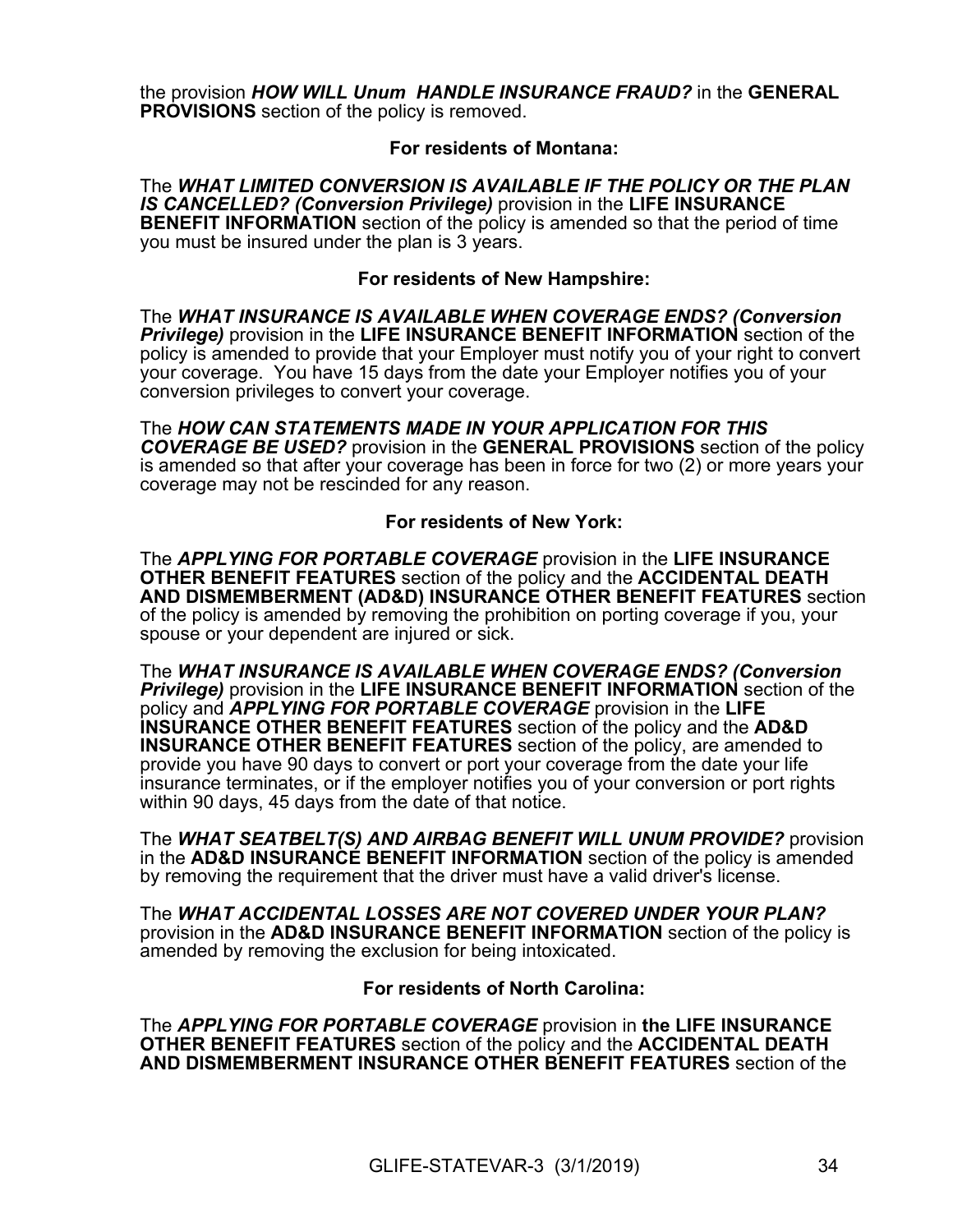the provision ***HOW WILL Unum HANDLE INSURANCE FRAUD?*** in the **GENERAL PROVISIONS** section of the policy is removed.

**For residents of Montana:**

The ***WHAT LIMITED CONVERSION IS AVAILABLE IF THE POLICY OR THE PLAN IS CANCELLED? (Conversion Privilege)*** provision in the **LIFE INSURANCE BENEFIT INFORMATION** section of the policy is amended so that the period of time you must be insured under the plan is 3 years.

**For residents of New Hampshire:**

The ***WHAT INSURANCE IS AVAILABLE WHEN COVERAGE ENDS? (Conversion Privilege)*** provision in the **LIFE INSURANCE BENEFIT INFORMATION** section of the policy is amended to provide that your Employer must notify you of your right to convert your coverage. You have 15 days from the date your Employer notifies you of your conversion privileges to convert your coverage.

The ***HOW CAN STATEMENTS MADE IN YOUR APPLICATION FOR THIS COVERAGE BE USED?*** provision in the **GENERAL PROVISIONS** section of the policy is amended so that after your coverage has been in force for two (2) or more years your coverage may not be rescinded for any reason.

**For residents of New York:**

The ***APPLYING FOR PORTABLE COVERAGE*** provision in the **LIFE INSURANCE OTHER BENEFIT FEATURES** section of the policy and the **ACCIDENTAL DEATH AND DISMEMBERMENT (AD&D) INSURANCE OTHER BENEFIT FEATURES** section of the policy is amended by removing the prohibition on porting coverage if you, your spouse or your dependent are injured or sick.

The ***WHAT INSURANCE IS AVAILABLE WHEN COVERAGE ENDS? (Conversion Privilege)*** provision in the **LIFE INSURANCE BENEFIT INFORMATION** section of the policy and ***APPLYING FOR PORTABLE COVERAGE*** provision in the **LIFE INSURANCE OTHER BENEFIT FEATURES** section of the policy and the **AD&D INSURANCE OTHER BENEFIT FEATURES** section of the policy, are amended to provide you have 90 days to convert or port your coverage from the date your life insurance terminates, or if the employer notifies you of your conversion or port rights within 90 days, 45 days from the date of that notice.

The ***WHAT SEATBELT(S) AND AIRBAG BENEFIT WILL UNUM PROVIDE?*** provision in the **AD&D INSURANCE BENEFIT INFORMATION** section of the policy is amended by removing the requirement that the driver must have a valid driver's license.

The ***WHAT ACCIDENTAL LOSSES ARE NOT COVERED UNDER YOUR PLAN?*** provision in the **AD&D INSURANCE BENEFIT INFORMATION** section of the policy is amended by removing the exclusion for being intoxicated.

**For residents of North Carolina:**

The ***APPLYING FOR PORTABLE COVERAGE*** provision in **the LIFE INSURANCE OTHER BENEFIT FEATURES** section of the policy and the **ACCIDENTAL DEATH AND DISMEMBERMENT INSURANCE OTHER BENEFIT FEATURES** section of the

GLIFE-STATEVAR-3 (3/1/2019)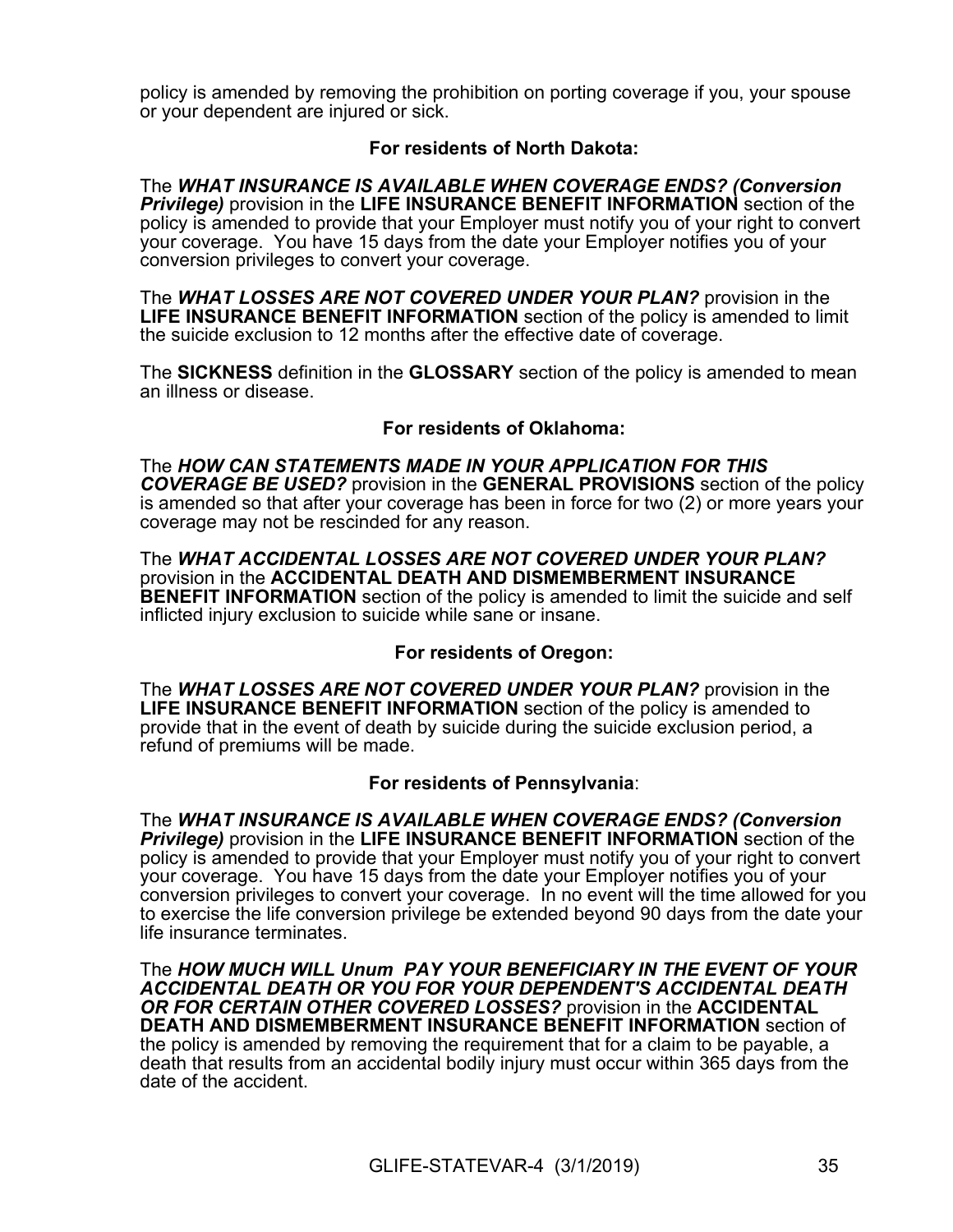policy is amended by removing the prohibition on porting coverage if you, your spouse or your dependent are injured or sick.

**For residents of North Dakota:**

The ***WHAT INSURANCE IS AVAILABLE WHEN COVERAGE ENDS? (Conversion Privilege)*** provision in the **LIFE INSURANCE BENEFIT INFORMATION** section of the policy is amended to provide that your Employer must notify you of your right to convert your coverage. You have 15 days from the date your Employer notifies you of your conversion privileges to convert your coverage.

The ***WHAT LOSSES ARE NOT COVERED UNDER YOUR PLAN?*** provision in the **LIFE INSURANCE BENEFIT INFORMATION** section of the policy is amended to limit the suicide exclusion to 12 months after the effective date of coverage.

The **SICKNESS** definition in the **GLOSSARY** section of the policy is amended to mean an illness or disease.

**For residents of Oklahoma:**

The ***HOW CAN STATEMENTS MADE IN YOUR APPLICATION FOR THIS COVERAGE BE USED?*** provision in the **GENERAL PROVISIONS** section of the policy is amended so that after your coverage has been in force for two (2) or more years your coverage may not be rescinded for any reason.

The ***WHAT ACCIDENTAL LOSSES ARE NOT COVERED UNDER YOUR PLAN?*** provision in the **ACCIDENTAL DEATH AND DISMEMBERMENT INSURANCE BENEFIT INFORMATION** section of the policy is amended to limit the suicide and self inflicted injury exclusion to suicide while sane or insane.

**For residents of Oregon:**

The ***WHAT LOSSES ARE NOT COVERED UNDER YOUR PLAN?*** provision in the **LIFE INSURANCE BENEFIT INFORMATION** section of the policy is amended to provide that in the event of death by suicide during the suicide exclusion period, a refund of premiums will be made.

**For residents of Pennsylvania**:

The ***WHAT INSURANCE IS AVAILABLE WHEN COVERAGE ENDS? (Conversion Privilege)*** provision in the **LIFE INSURANCE BENEFIT INFORMATION** section of the policy is amended to provide that your Employer must notify you of your right to convert your coverage. You have 15 days from the date your Employer notifies you of your conversion privileges to convert your coverage. In no event will the time allowed for you to exercise the life conversion privilege be extended beyond 90 days from the date your life insurance terminates.

The ***HOW MUCH WILL Unum PAY YOUR BENEFICIARY IN THE EVENT OF YOUR ACCIDENTAL DEATH OR YOU FOR YOUR DEPENDENT'S ACCIDENTAL DEATH OR FOR CERTAIN OTHER COVERED LOSSES?*** provision in the **ACCIDENTAL DEATH AND DISMEMBERMENT INSURANCE BENEFIT INFORMATION** section of the policy is amended by removing the requirement that for a claim to be payable, a death that results from an accidental bodily injury must occur within 365 days from the date of the accident.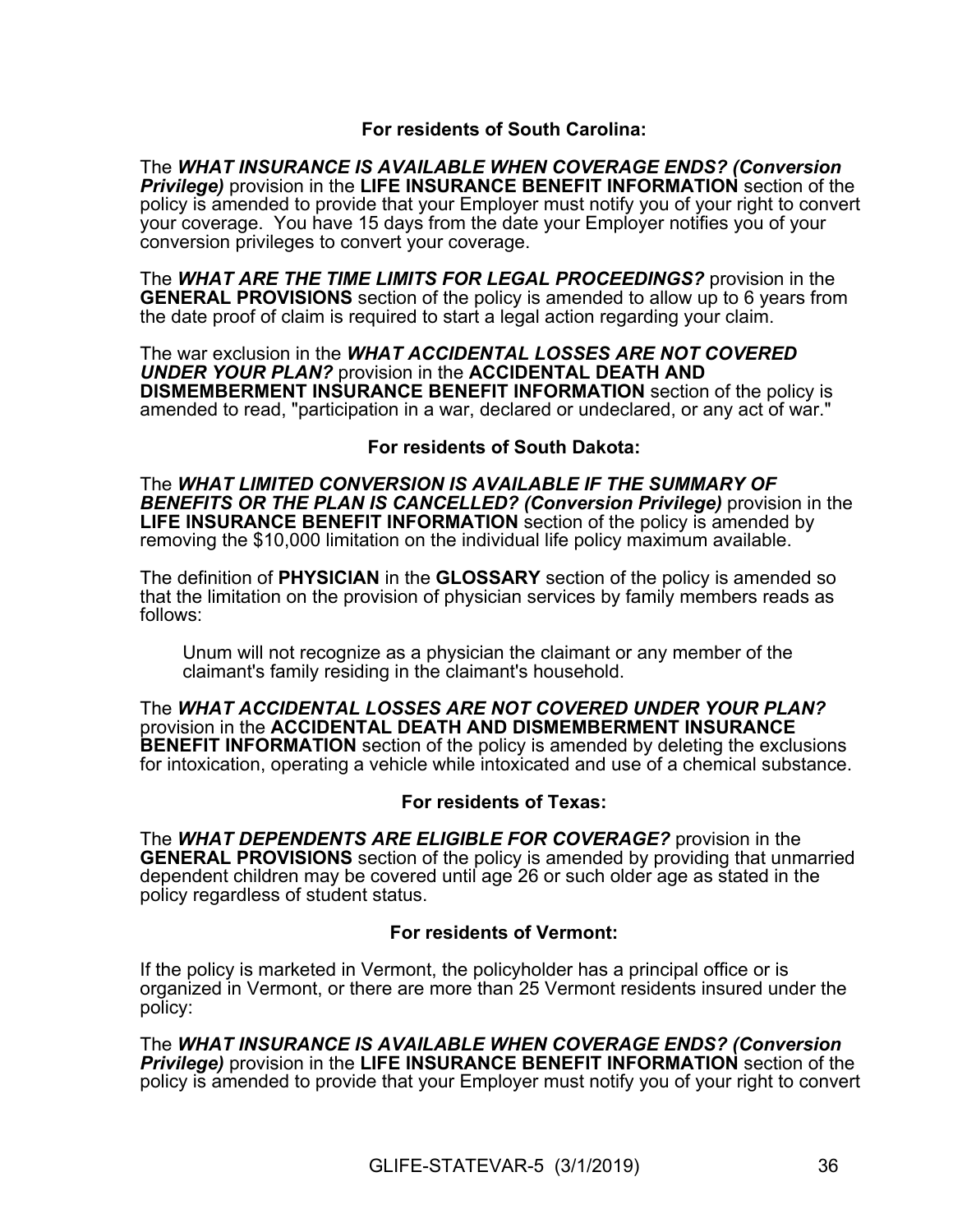**For residents of South Carolina:**

The ***WHAT INSURANCE IS AVAILABLE WHEN COVERAGE ENDS? (Conversion Privilege)*** provision in the **LIFE INSURANCE BENEFIT INFORMATION** section of the policy is amended to provide that your Employer must notify you of your right to convert your coverage. You have 15 days from the date your Employer notifies you of your conversion privileges to convert your coverage.

The ***WHAT ARE THE TIME LIMITS FOR LEGAL PROCEEDINGS?*** provision in the **GENERAL PROVISIONS** section of the policy is amended to allow up to 6 years from the date proof of claim is required to start a legal action regarding your claim.

The war exclusion in the ***WHAT ACCIDENTAL LOSSES ARE NOT COVERED UNDER YOUR PLAN?*** provision in the **ACCIDENTAL DEATH AND DISMEMBERMENT INSURANCE BENEFIT INFORMATION** section of the policy is amended to read, "participation in a war, declared or undeclared, or any act of war."

**For residents of South Dakota:**

The ***WHAT LIMITED CONVERSION IS AVAILABLE IF THE SUMMARY OF BENEFITS OR THE PLAN IS CANCELLED? (Conversion Privilege)*** provision in the **LIFE INSURANCE BENEFIT INFORMATION** section of the policy is amended by removing the $10,000 limitation on the individual life policy maximum available.

The definition of **PHYSICIAN** in the **GLOSSARY** section of the policy is amended so that the limitation on the provision of physician services by family members reads as follows:

> Unum will not recognize as a physician the claimant or any member of the claimant's family residing in the claimant's household.

The ***WHAT ACCIDENTAL LOSSES ARE NOT COVERED UNDER YOUR PLAN?*** provision in the **ACCIDENTAL DEATH AND DISMEMBERMENT INSURANCE BENEFIT INFORMATION** section of the policy is amended by deleting the exclusions for intoxication, operating a vehicle while intoxicated and use of a chemical substance.

**For residents of Texas:**

The ***WHAT DEPENDENTS ARE ELIGIBLE FOR COVERAGE?*** provision in the **GENERAL PROVISIONS** section of the policy is amended by providing that unmarried dependent children may be covered until age 26 or such older age as stated in the policy regardless of student status.

**For residents of Vermont:**

If the policy is marketed in Vermont, the policyholder has a principal office or is organized in Vermont, or there are more than 25 Vermont residents insured under the policy:

The ***WHAT INSURANCE IS AVAILABLE WHEN COVERAGE ENDS? (Conversion Privilege)*** provision in the **LIFE INSURANCE BENEFIT INFORMATION** section of the policy is amended to provide that your Employer must notify you of your right to convert

GLIFE-STATEVAR-5 (3/1/2019)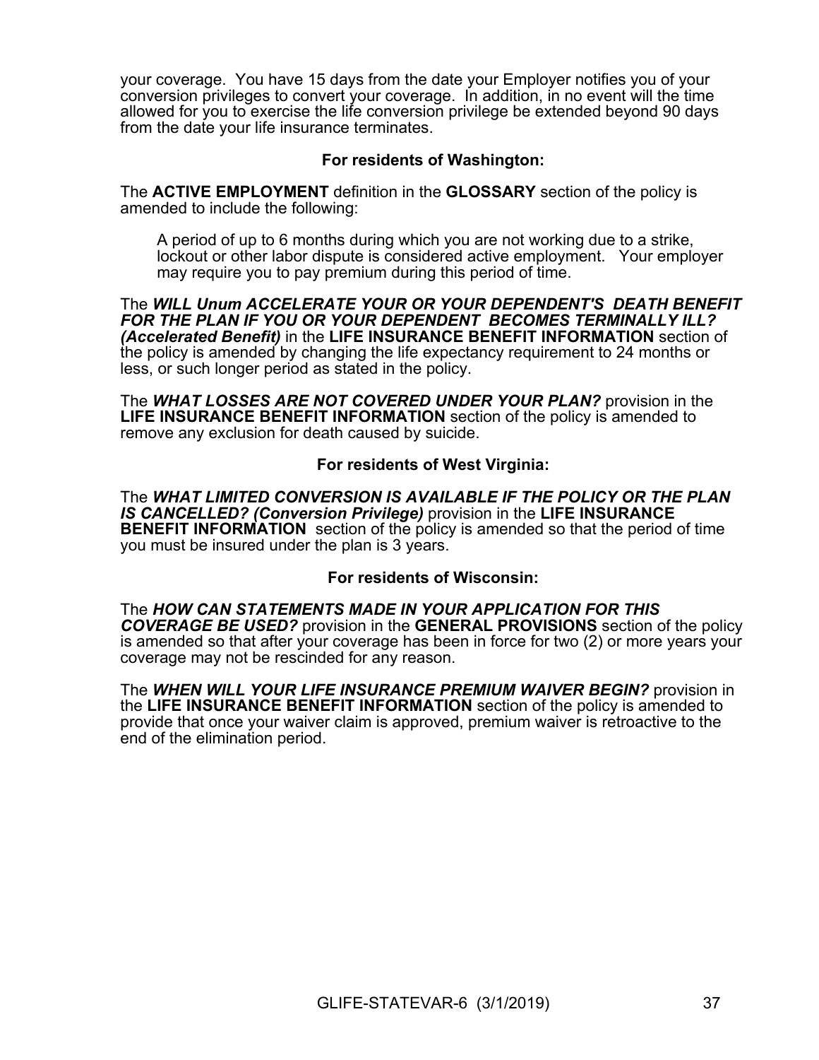your coverage. You have 15 days from the date your Employer notifies you of your conversion privileges to convert your coverage. In addition, in no event will the time allowed for you to exercise the life conversion privilege be extended beyond 90 days from the date your life insurance terminates.

### For residents of Washington:

The **ACTIVE EMPLOYMENT** definition in the **GLOSSARY** section of the policy is amended to include the following:

> A period of up to 6 months during which you are not working due to a strike, lockout or other labor dispute is considered active employment. Your employer may require you to pay premium during this period of time.

The ***WILL Unum ACCELERATE YOUR OR YOUR DEPENDENT'S DEATH BENEFIT FOR THE PLAN IF YOU OR YOUR DEPENDENT BECOMES TERMINALLY ILL? (Accelerated Benefit)*** in the **LIFE INSURANCE BENEFIT INFORMATION** section of the policy is amended by changing the life expectancy requirement to 24 months or less, or such longer period as stated in the policy.

The ***WHAT LOSSES ARE NOT COVERED UNDER YOUR PLAN?*** provision in the **LIFE INSURANCE BENEFIT INFORMATION** section of the policy is amended to remove any exclusion for death caused by suicide.

### For residents of West Virginia:

The ***WHAT LIMITED CONVERSION IS AVAILABLE IF THE POLICY OR THE PLAN IS CANCELLED? (Conversion Privilege)*** provision in the **LIFE INSURANCE BENEFIT INFORMATION** section of the policy is amended so that the period of time you must be insured under the plan is 3 years.

### For residents of Wisconsin:

The ***HOW CAN STATEMENTS MADE IN YOUR APPLICATION FOR THIS COVERAGE BE USED?*** provision in the **GENERAL PROVISIONS** section of the policy is amended so that after your coverage has been in force for two (2) or more years your coverage may not be rescinded for any reason.

The ***WHEN WILL YOUR LIFE INSURANCE PREMIUM WAIVER BEGIN?*** provision in the **LIFE INSURANCE BENEFIT INFORMATION** section of the policy is amended to provide that once your waiver claim is approved, premium waiver is retroactive to the end of the elimination period.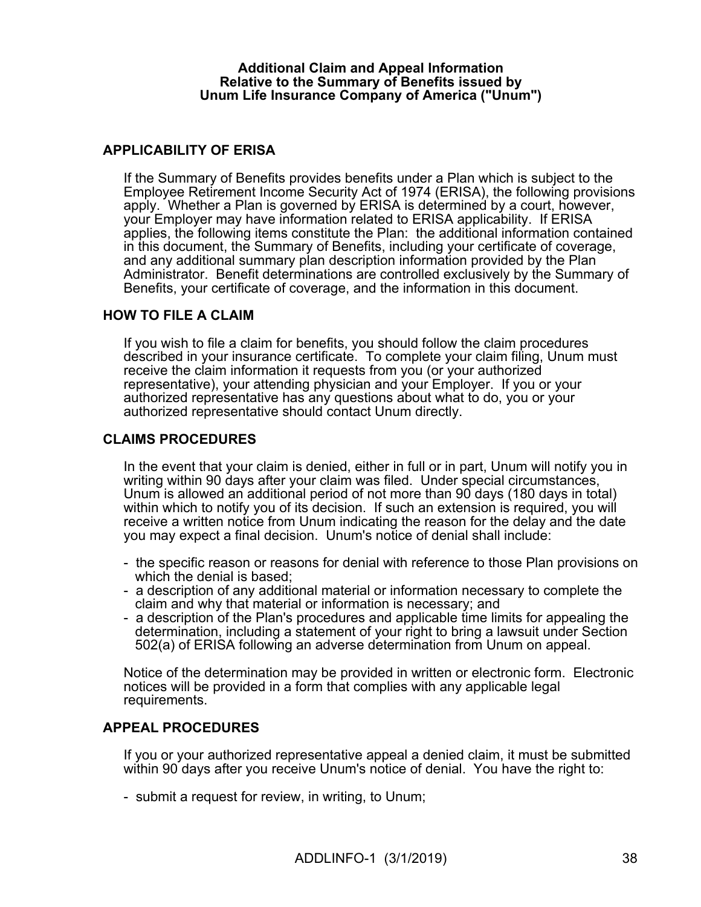# Additional Claim and Appeal Information Relative to the Summary of Benefits issued by Unum Life Insurance Company of America ("Unum")

## APPLICABILITY OF ERISA

If the Summary of Benefits provides benefits under a Plan which is subject to the Employee Retirement Income Security Act of 1974 (ERISA), the following provisions apply. Whether a Plan is governed by ERISA is determined by a court, however, your Employer may have information related to ERISA applicability. If ERISA applies, the following items constitute the Plan: the additional information contained in this document, the Summary of Benefits, including your certificate of coverage, and any additional summary plan description information provided by the Plan Administrator. Benefit determinations are controlled exclusively by the Summary of Benefits, your certificate of coverage, and the information in this document.

## HOW TO FILE A CLAIM

If you wish to file a claim for benefits, you should follow the claim procedures described in your insurance certificate. To complete your claim filing, Unum must receive the claim information it requests from you (or your authorized representative), your attending physician and your Employer. If you or your authorized representative has any questions about what to do, you or your authorized representative should contact Unum directly.

## CLAIMS PROCEDURES

In the event that your claim is denied, either in full or in part, Unum will notify you in writing within 90 days after your claim was filed. Under special circumstances, Unum is allowed an additional period of not more than 90 days (180 days in total) within which to notify you of its decision. If such an extension is required, you will receive a written notice from Unum indicating the reason for the delay and the date you may expect a final decision. Unum's notice of denial shall include:

- the specific reason or reasons for denial with reference to those Plan provisions on which the denial is based;
- a description of any additional material or information necessary to complete the claim and why that material or information is necessary; and
- a description of the Plan's procedures and applicable time limits for appealing the determination, including a statement of your right to bring a lawsuit under Section 502(a) of ERISA following an adverse determination from Unum on appeal.

Notice of the determination may be provided in written or electronic form. Electronic notices will be provided in a form that complies with any applicable legal requirements.

## APPEAL PROCEDURES

If you or your authorized representative appeal a denied claim, it must be submitted within 90 days after you receive Unum's notice of denial. You have the right to:

- submit a request for review, in writing, to Unum;

ADDLINFO-1 (3/1/2019)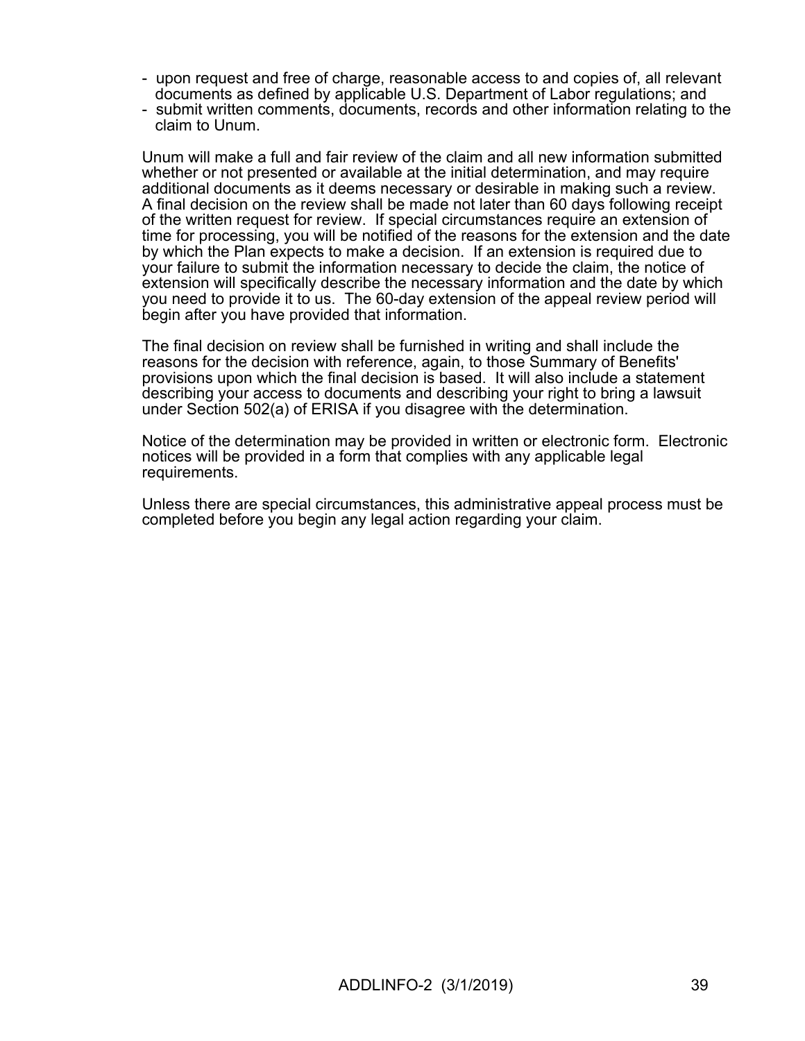- upon request and free of charge, reasonable access to and copies of, all relevant documents as defined by applicable U.S. Department of Labor regulations; and
- submit written comments, documents, records and other information relating to the claim to Unum.

Unum will make a full and fair review of the claim and all new information submitted whether or not presented or available at the initial determination, and may require additional documents as it deems necessary or desirable in making such a review. A final decision on the review shall be made not later than 60 days following receipt of the written request for review. If special circumstances require an extension of time for processing, you will be notified of the reasons for the extension and the date by which the Plan expects to make a decision. If an extension is required due to your failure to submit the information necessary to decide the claim, the notice of extension will specifically describe the necessary information and the date by which you need to provide it to us. The 60-day extension of the appeal review period will begin after you have provided that information.

The final decision on review shall be furnished in writing and shall include the reasons for the decision with reference, again, to those Summary of Benefits' provisions upon which the final decision is based. It will also include a statement describing your access to documents and describing your right to bring a lawsuit under Section 502(a) of ERISA if you disagree with the determination.

Notice of the determination may be provided in written or electronic form. Electronic notices will be provided in a form that complies with any applicable legal requirements.

Unless there are special circumstances, this administrative appeal process must be completed before you begin any legal action regarding your claim.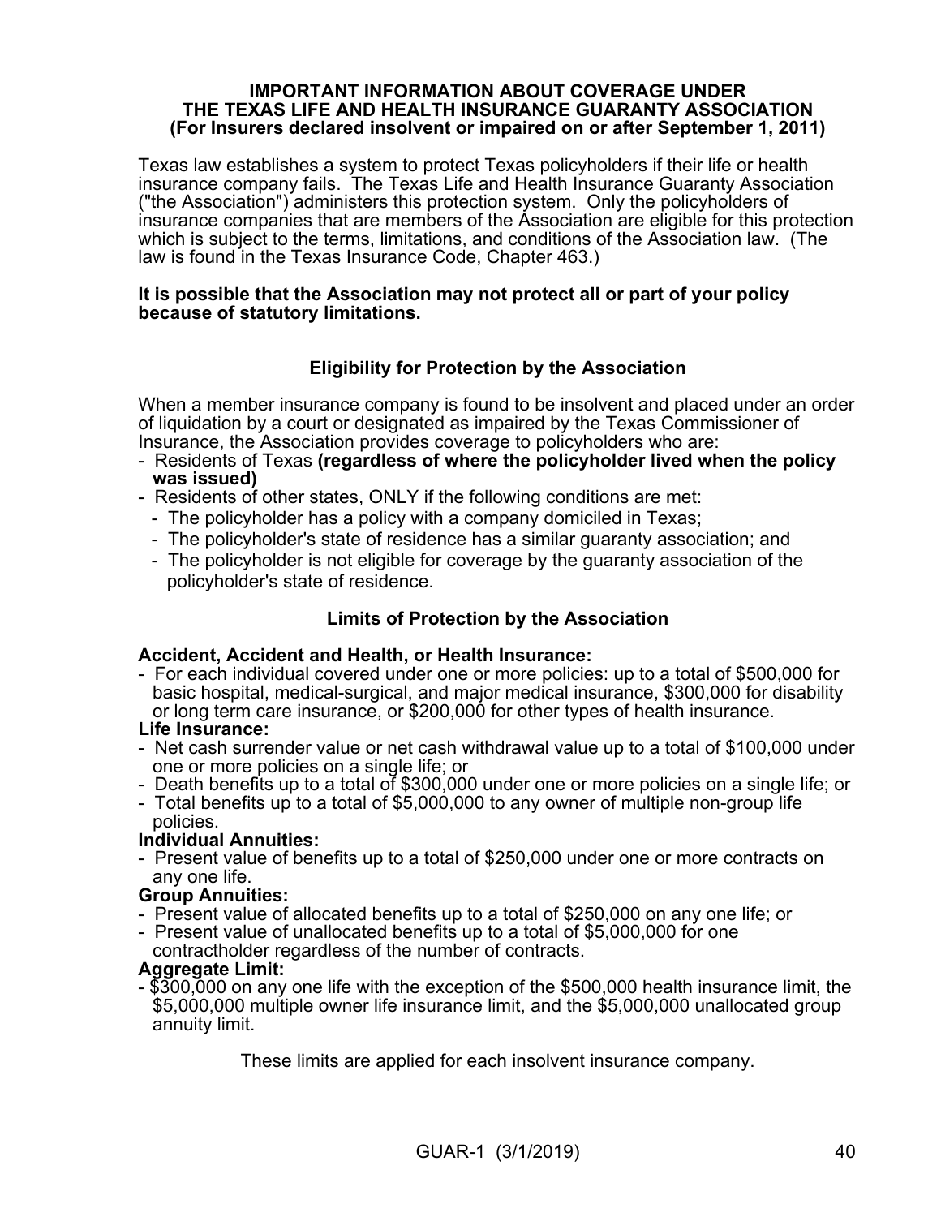# IMPORTANT INFORMATION ABOUT COVERAGE UNDER THE TEXAS LIFE AND HEALTH INSURANCE GUARANTY ASSOCIATION (For Insurers declared insolvent or impaired on or after September 1, 2011)

Texas law establishes a system to protect Texas policyholders if their life or health insurance company fails. The Texas Life and Health Insurance Guaranty Association ("the Association") administers this protection system. Only the policyholders of insurance companies that are members of the Association are eligible for this protection which is subject to the terms, limitations, and conditions of the Association law. (The law is found in the Texas Insurance Code, Chapter 463.)

**It is possible that the Association may not protect all or part of your policy because of statutory limitations.**

## Eligibility for Protection by the Association

When a member insurance company is found to be insolvent and placed under an order of liquidation by a court or designated as impaired by the Texas Commissioner of Insurance, the Association provides coverage to policyholders who are:

- Residents of Texas **(regardless of where the policyholder lived when the policy was issued)**
- Residents of other states, ONLY if the following conditions are met:
  - The policyholder has a policy with a company domiciled in Texas;
  - The policyholder's state of residence has a similar guaranty association; and
  - The policyholder is not eligible for coverage by the guaranty association of the policyholder's state of residence.

## Limits of Protection by the Association

**Accident, Accident and Health, or Health Insurance:**

- For each individual covered under one or more policies: up to a total of $500,000 for basic hospital, medical-surgical, and major medical insurance, $300,000 for disability or long term care insurance, or $200,000 for other types of health insurance.

**Life Insurance:**

- Net cash surrender value or net cash withdrawal value up to a total of $100,000 under one or more policies on a single life; or
- Death benefits up to a total of $300,000 under one or more policies on a single life; or
- Total benefits up to a total of $5,000,000 to any owner of multiple non-group life policies.

**Individual Annuities:**

- Present value of benefits up to a total of $250,000 under one or more contracts on any one life.

**Group Annuities:**

- Present value of allocated benefits up to a total of $250,000 on any one life; or
- Present value of unallocated benefits up to a total of $5,000,000 for one contractholder regardless of the number of contracts.

**Aggregate Limit:**

- $300,000 on any one life with the exception of the $500,000 health insurance limit, the $5,000,000 multiple owner life insurance limit, and the $5,000,000 unallocated group annuity limit.

These limits are applied for each insolvent insurance company.

GUAR-1 (3/1/2019)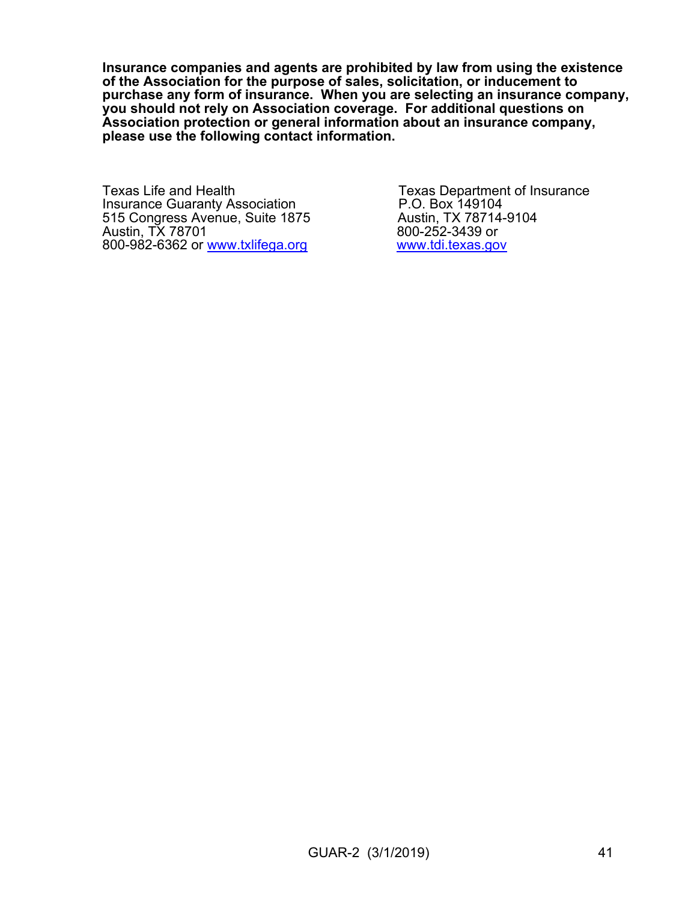**Insurance companies and agents are prohibited by law from using the existence of the Association for the purpose of sales, solicitation, or inducement to purchase any form of insurance. When you are selecting an insurance company, you should not rely on Association coverage. For additional questions on Association protection or general information about an insurance company, please use the following contact information.**

Texas Life and Health
Insurance Guaranty Association
515 Congress Avenue, Suite 1875
Austin, TX 78701
800-982-6362 or [www.txlifega.org](http://www.txlifega.org)

Texas Department of Insurance
P.O. Box 149104
Austin, TX 78714-9104
800-252-3439 or
[www.tdi.texas.gov](http://www.tdi.texas.gov)

GUAR-2 (3/1/2019)